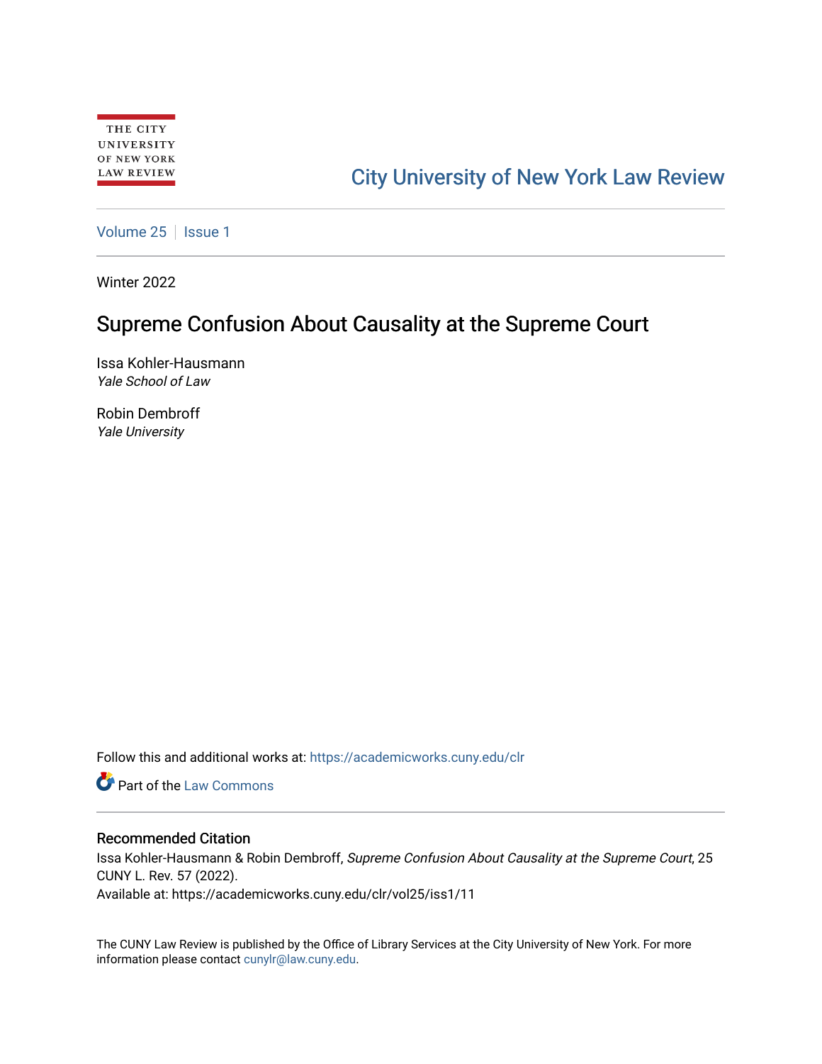THE CITY UNIVERSITY OF NEW YORK LAW REVIEW

City University of New York Law Review

Volume 25 | Issue 1

Winter 2022

# Supreme Confusion About Causality at the Supreme Court

Issa Kohler-Hausmann
*Yale School of Law*

Robin Dembroff
*Yale University*

Follow this and additional works at: https://academicworks.cuny.edu/clr

Part of the Law Commons

## Recommended Citation

Issa Kohler-Hausmann & Robin Dembroff, *Supreme Confusion About Causality at the Supreme Court*, 25 CUNY L. Rev. 57 (2022).
Available at: https://academicworks.cuny.edu/clr/vol25/iss1/11

The CUNY Law Review is published by the Office of Library Services at the City University of New York. For more information please contact cunylr@law.cuny.edu.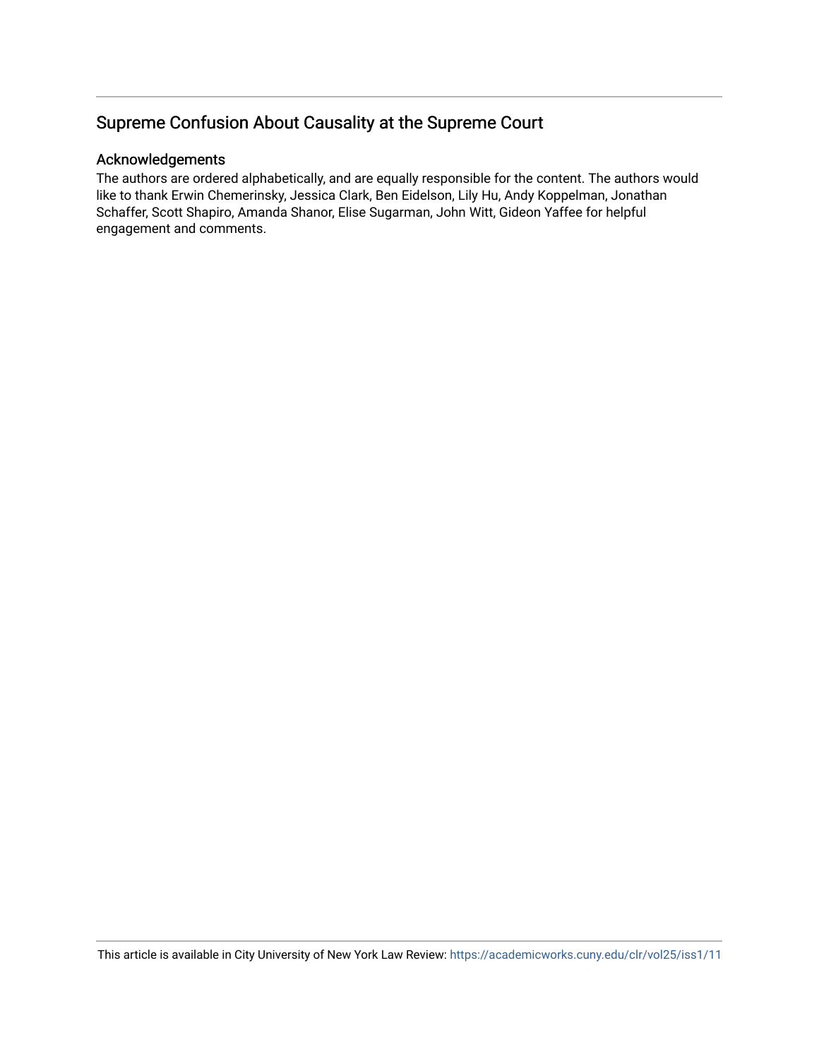## Supreme Confusion About Causality at the Supreme Court

### Acknowledgements

The authors are ordered alphabetically, and are equally responsible for the content. The authors would like to thank Erwin Chemerinsky, Jessica Clark, Ben Eidelson, Lily Hu, Andy Koppelman, Jonathan Schaffer, Scott Shapiro, Amanda Shanor, Elise Sugarman, John Witt, Gideon Yaffee for helpful engagement and comments.

This article is available in City University of New York Law Review: https://academicworks.cuny.edu/clr/vol25/iss1/11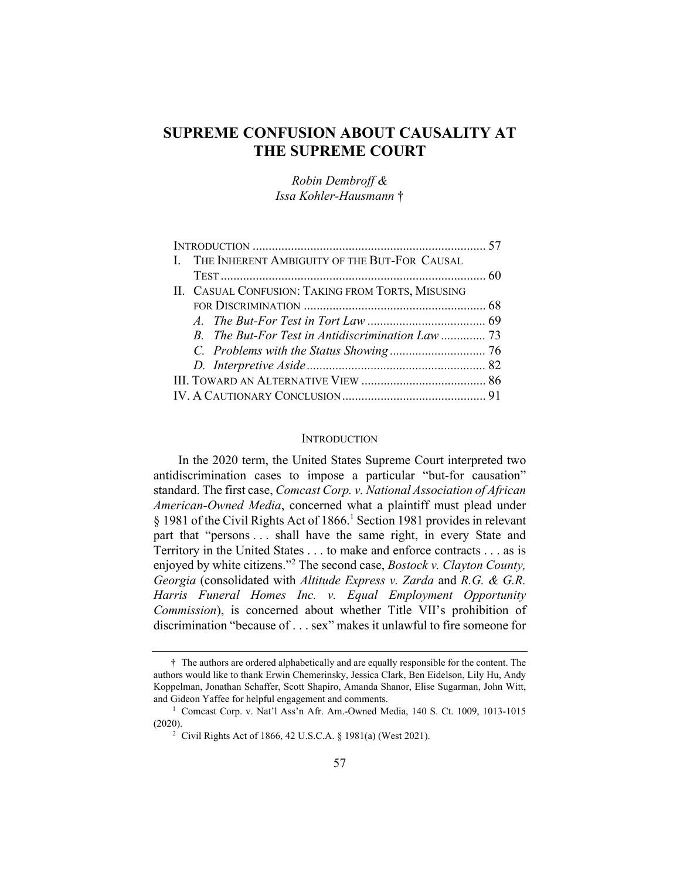# SUPREME CONFUSION ABOUT CAUSALITY AT THE SUPREME COURT

*Robin Dembroff &*
*Issa Kohler-Hausmann* †

| | |
|---|---|
| INTRODUCTION | 57 |
| I. THE INHERENT AMBIGUITY OF THE BUT-FOR CAUSAL TEST | 60 |
| II. CASUAL CONFUSION: TAKING FROM TORTS, MISUSING FOR DISCRIMINATION | 68 |
| *A. The But-For Test in Tort Law* | 69 |
| *B. The But-For Test in Antidiscrimination Law* | 73 |
| *C. Problems with the Status Showing* | 76 |
| *D. Interpretive Aside* | 82 |
| III. TOWARD AN ALTERNATIVE VIEW | 86 |
| IV. A CAUTIONARY CONCLUSION | 91 |

## INTRODUCTION

In the 2020 term, the United States Supreme Court interpreted two antidiscrimination cases to impose a particular "but-for causation" standard. The first case, *Comcast Corp. v. National Association of African American-Owned Media*, concerned what a plaintiff must plead under § 1981 of the Civil Rights Act of 1866.[1] Section 1981 provides in relevant part that "persons . . . shall have the same right, in every State and Territory in the United States . . . to make and enforce contracts . . . as is enjoyed by white citizens."[2] The second case, *Bostock v. Clayton County, Georgia* (consolidated with *Altitude Express v. Zarda* and *R.G. & G.R. Harris Funeral Homes Inc. v. Equal Employment Opportunity Commission*), is concerned about whether Title VII's prohibition of discrimination "because of . . . sex" makes it unlawful to fire someone for

---

† The authors are ordered alphabetically and are equally responsible for the content. The authors would like to thank Erwin Chemerinsky, Jessica Clark, Ben Eidelson, Lily Hu, Andy Koppelman, Jonathan Schaffer, Scott Shapiro, Amanda Shanor, Elise Sugarman, John Witt, and Gideon Yaffee for helpful engagement and comments.

[1] Comcast Corp. v. Nat'l Ass'n Afr. Am.-Owned Media, 140 S. Ct. 1009, 1013-1015 (2020).

[2] Civil Rights Act of 1866, 42 U.S.C.A. § 1981(a) (West 2021).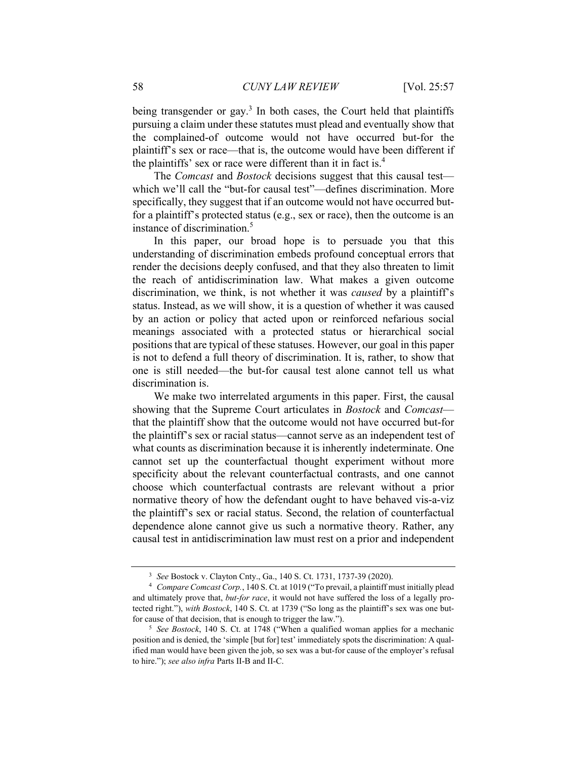being transgender or gay.[3] In both cases, the Court held that plaintiffs pursuing a claim under these statutes must plead and eventually show that the complained-of outcome would not have occurred but-for the plaintiff's sex or race—that is, the outcome would have been different if the plaintiffs' sex or race were different than it in fact is.[4]

The *Comcast* and *Bostock* decisions suggest that this causal test—which we'll call the "but-for causal test"—defines discrimination. More specifically, they suggest that if an outcome would not have occurred but-for a plaintiff's protected status (e.g., sex or race), then the outcome is an instance of discrimination.[5]

In this paper, our broad hope is to persuade you that this understanding of discrimination embeds profound conceptual errors that render the decisions deeply confused, and that they also threaten to limit the reach of antidiscrimination law. What makes a given outcome discrimination, we think, is not whether it was *caused* by a plaintiff's status. Instead, as we will show, it is a question of whether it was caused by an action or policy that acted upon or reinforced nefarious social meanings associated with a protected status or hierarchical social positions that are typical of these statuses. However, our goal in this paper is not to defend a full theory of discrimination. It is, rather, to show that one is still needed—the but-for causal test alone cannot tell us what discrimination is.

We make two interrelated arguments in this paper. First, the causal showing that the Supreme Court articulates in *Bostock* and *Comcast*—that the plaintiff show that the outcome would not have occurred but-for the plaintiff's sex or racial status—cannot serve as an independent test of what counts as discrimination because it is inherently indeterminate. One cannot set up the counterfactual thought experiment without more specificity about the relevant counterfactual contrasts, and one cannot choose which counterfactual contrasts are relevant without a prior normative theory of how the defendant ought to have behaved vis-a-viz the plaintiff's sex or racial status. Second, the relation of counterfactual dependence alone cannot give us such a normative theory. Rather, any causal test in antidiscrimination law must rest on a prior and independent

---

[3] *See* Bostock v. Clayton Cnty., Ga., 140 S. Ct. 1731, 1737-39 (2020).

[4] *Compare Comcast Corp.*, 140 S. Ct. at 1019 ("To prevail, a plaintiff must initially plead and ultimately prove that, *but-for race*, it would not have suffered the loss of a legally protected right."), *with Bostock*, 140 S. Ct. at 1739 ("So long as the plaintiff's sex was one but-for cause of that decision, that is enough to trigger the law.").

[5] *See Bostock*, 140 S. Ct. at 1748 ("When a qualified woman applies for a mechanic position and is denied, the 'simple [but for] test' immediately spots the discrimination: A qualified man would have been given the job, so sex was a but-for cause of the employer's refusal to hire."); *see also infra* Parts II-B and II-C.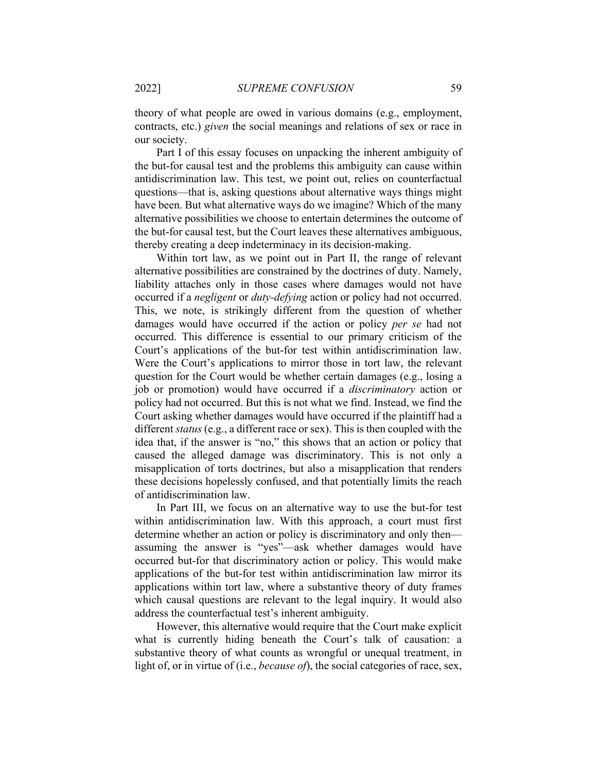theory of what people are owed in various domains (e.g., employment, contracts, etc.) *given* the social meanings and relations of sex or race in our society.

Part I of this essay focuses on unpacking the inherent ambiguity of the but-for causal test and the problems this ambiguity can cause within antidiscrimination law. This test, we point out, relies on counterfactual questions—that is, asking questions about alternative ways things might have been. But what alternative ways do we imagine? Which of the many alternative possibilities we choose to entertain determines the outcome of the but-for causal test, but the Court leaves these alternatives ambiguous, thereby creating a deep indeterminacy in its decision-making.

Within tort law, as we point out in Part II, the range of relevant alternative possibilities are constrained by the doctrines of duty. Namely, liability attaches only in those cases where damages would not have occurred if a *negligent* or *duty-defying* action or policy had not occurred. This, we note, is strikingly different from the question of whether damages would have occurred if the action or policy *per se* had not occurred. This difference is essential to our primary criticism of the Court's applications of the but-for test within antidiscrimination law. Were the Court's applications to mirror those in tort law, the relevant question for the Court would be whether certain damages (e.g., losing a job or promotion) would have occurred if a *discriminatory* action or policy had not occurred. But this is not what we find. Instead, we find the Court asking whether damages would have occurred if the plaintiff had a different *status* (e.g., a different race or sex). This is then coupled with the idea that, if the answer is "no," this shows that an action or policy that caused the alleged damage was discriminatory. This is not only a misapplication of torts doctrines, but also a misapplication that renders these decisions hopelessly confused, and that potentially limits the reach of antidiscrimination law.

In Part III, we focus on an alternative way to use the but-for test within antidiscrimination law. With this approach, a court must first determine whether an action or policy is discriminatory and only then—assuming the answer is "yes"—ask whether damages would have occurred but-for that discriminatory action or policy. This would make applications of the but-for test within antidiscrimination law mirror its applications within tort law, where a substantive theory of duty frames which causal questions are relevant to the legal inquiry. It would also address the counterfactual test's inherent ambiguity.

However, this alternative would require that the Court make explicit what is currently hiding beneath the Court's talk of causation: a substantive theory of what counts as wrongful or unequal treatment, in light of, or in virtue of (i.e., *because of*), the social categories of race, sex,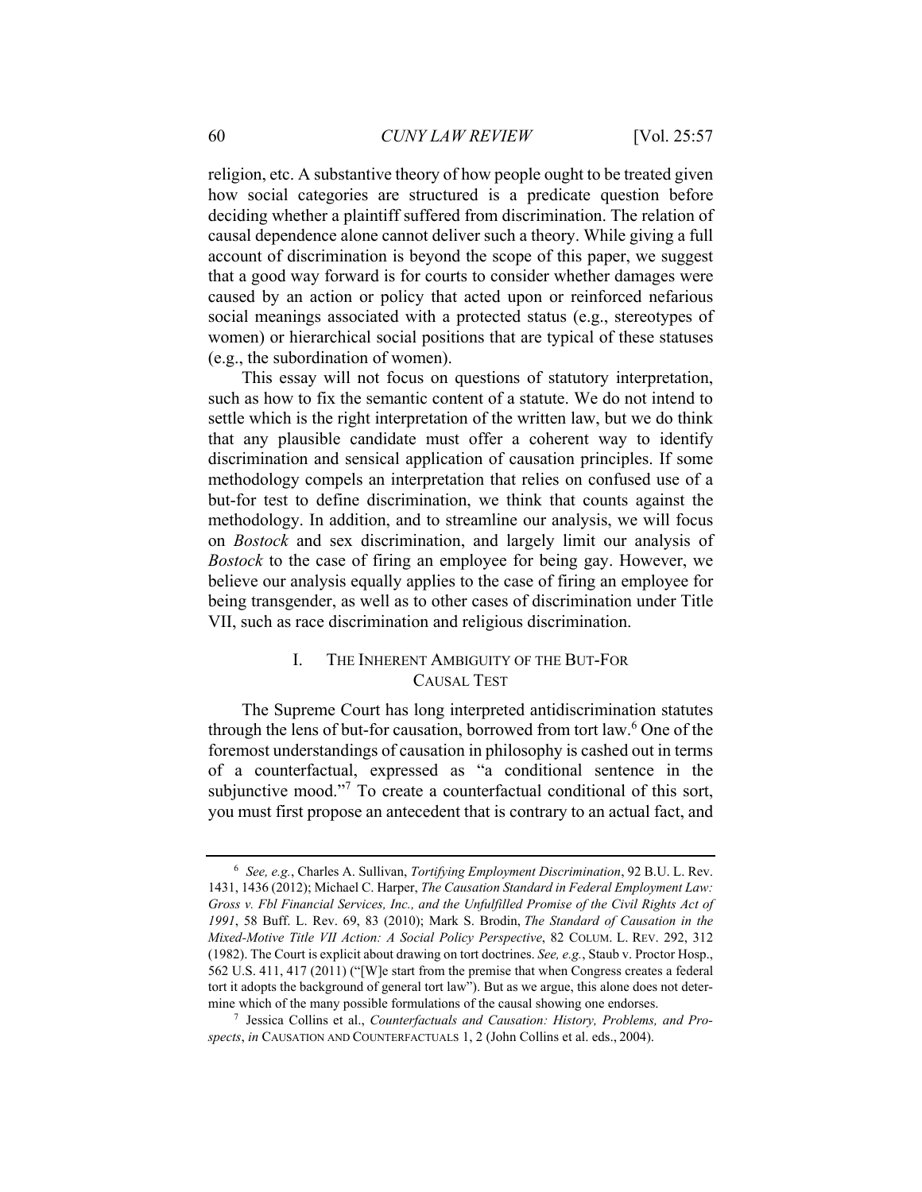religion, etc. A substantive theory of how people ought to be treated given how social categories are structured is a predicate question before deciding whether a plaintiff suffered from discrimination. The relation of causal dependence alone cannot deliver such a theory. While giving a full account of discrimination is beyond the scope of this paper, we suggest that a good way forward is for courts to consider whether damages were caused by an action or policy that acted upon or reinforced nefarious social meanings associated with a protected status (e.g., stereotypes of women) or hierarchical social positions that are typical of these statuses (e.g., the subordination of women).

This essay will not focus on questions of statutory interpretation, such as how to fix the semantic content of a statute. We do not intend to settle which is the right interpretation of the written law, but we do think that any plausible candidate must offer a coherent way to identify discrimination and sensical application of causation principles. If some methodology compels an interpretation that relies on confused use of a but-for test to define discrimination, we think that counts against the methodology. In addition, and to streamline our analysis, we will focus on *Bostock* and sex discrimination, and largely limit our analysis of *Bostock* to the case of firing an employee for being gay. However, we believe our analysis equally applies to the case of firing an employee for being transgender, as well as to other cases of discrimination under Title VII, such as race discrimination and religious discrimination.

## I. The Inherent Ambiguity of the But-For Causal Test

The Supreme Court has long interpreted antidiscrimination statutes through the lens of but-for causation, borrowed from tort law.[6] One of the foremost understandings of causation in philosophy is cashed out in terms of a counterfactual, expressed as "a conditional sentence in the subjunctive mood."[7] To create a counterfactual conditional of this sort, you must first propose an antecedent that is contrary to an actual fact, and

---

[6] *See, e.g.*, Charles A. Sullivan, *Tortifying Employment Discrimination*, 92 B.U. L. Rev. 1431, 1436 (2012); Michael C. Harper, *The Causation Standard in Federal Employment Law: Gross v. Fbl Financial Services, Inc., and the Unfulfilled Promise of the Civil Rights Act of 1991*, 58 Buff. L. Rev. 69, 83 (2010); Mark S. Brodin, *The Standard of Causation in the Mixed-Motive Title VII Action: A Social Policy Perspective*, 82 Colum. L. Rev. 292, 312 (1982). The Court is explicit about drawing on tort doctrines. *See, e.g.*, Staub v. Proctor Hosp., 562 U.S. 411, 417 (2011) ("[W]e start from the premise that when Congress creates a federal tort it adopts the background of general tort law"). But as we argue, this alone does not determine which of the many possible formulations of the causal showing one endorses.

[7] Jessica Collins et al., *Counterfactuals and Causation: History, Problems, and Prospects*, *in* Causation and Counterfactuals 1, 2 (John Collins et al. eds., 2004).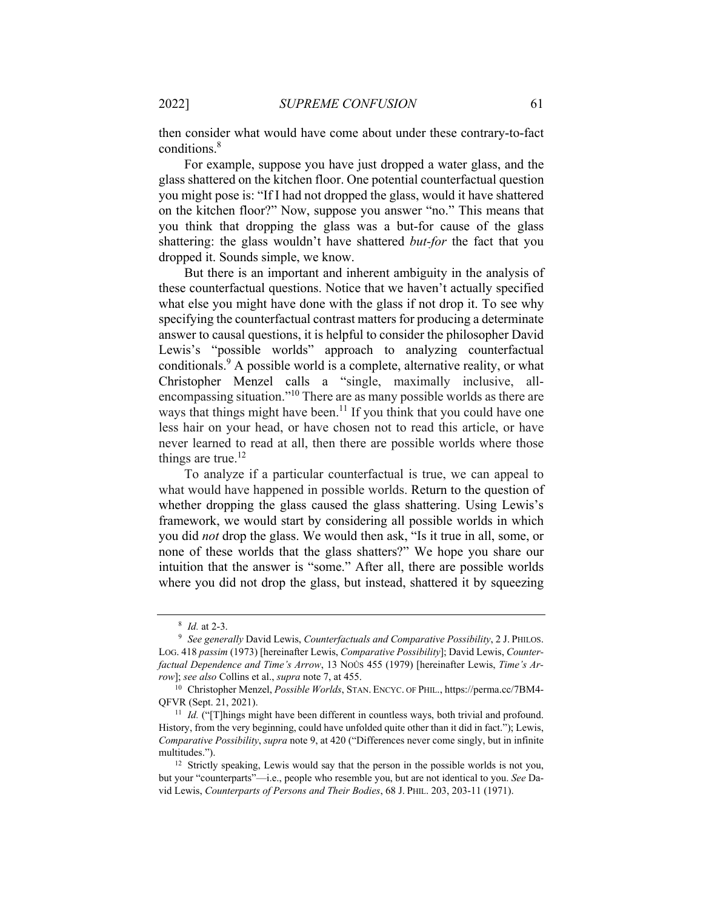then consider what would have come about under these contrary-to-fact conditions.[8]

For example, suppose you have just dropped a water glass, and the glass shattered on the kitchen floor. One potential counterfactual question you might pose is: "If I had not dropped the glass, would it have shattered on the kitchen floor?" Now, suppose you answer "no." This means that you think that dropping the glass was a but-for cause of the glass shattering: the glass wouldn't have shattered *but-for* the fact that you dropped it. Sounds simple, we know.

But there is an important and inherent ambiguity in the analysis of these counterfactual questions. Notice that we haven't actually specified what else you might have done with the glass if not drop it. To see why specifying the counterfactual contrast matters for producing a determinate answer to causal questions, it is helpful to consider the philosopher David Lewis's "possible worlds" approach to analyzing counterfactual conditionals.[9] A possible world is a complete, alternative reality, or what Christopher Menzel calls a "single, maximally inclusive, all-encompassing situation."[10] There are as many possible worlds as there are ways that things might have been.[11] If you think that you could have one less hair on your head, or have chosen not to read this article, or have never learned to read at all, then there are possible worlds where those things are true.[12]

To analyze if a particular counterfactual is true, we can appeal to what would have happened in possible worlds. Return to the question of whether dropping the glass caused the glass shattering. Using Lewis's framework, we would start by considering all possible worlds in which you did *not* drop the glass. We would then ask, "Is it true in all, some, or none of these worlds that the glass shatters?" We hope you share our intuition that the answer is "some." After all, there are possible worlds where you did not drop the glass, but instead, shattered it by squeezing

---

[8] *Id.* at 2-3.

[9] *See generally* David Lewis, *Counterfactuals and Comparative Possibility*, 2 J. PHILOS. LOG. 418 *passim* (1973) [hereinafter Lewis, *Comparative Possibility*]; David Lewis, *Counterfactual Dependence and Time's Arrow*, 13 NOÛS 455 (1979) [hereinafter Lewis, *Time's Arrow*]; *see also* Collins et al., *supra* note 7, at 455.

[10] Christopher Menzel, *Possible Worlds*, STAN. ENCYC. OF PHIL., https://perma.cc/7BM4-QFVR (Sept. 21, 2021).

[11] *Id.* ("[T]hings might have been different in countless ways, both trivial and profound. History, from the very beginning, could have unfolded quite other than it did in fact."); Lewis, *Comparative Possibility*, *supra* note 9, at 420 ("Differences never come singly, but in infinite multitudes.").

[12] Strictly speaking, Lewis would say that the person in the possible worlds is not you, but your "counterparts"—i.e., people who resemble you, but are not identical to you. *See* David Lewis, *Counterparts of Persons and Their Bodies*, 68 J. PHIL. 203, 203-11 (1971).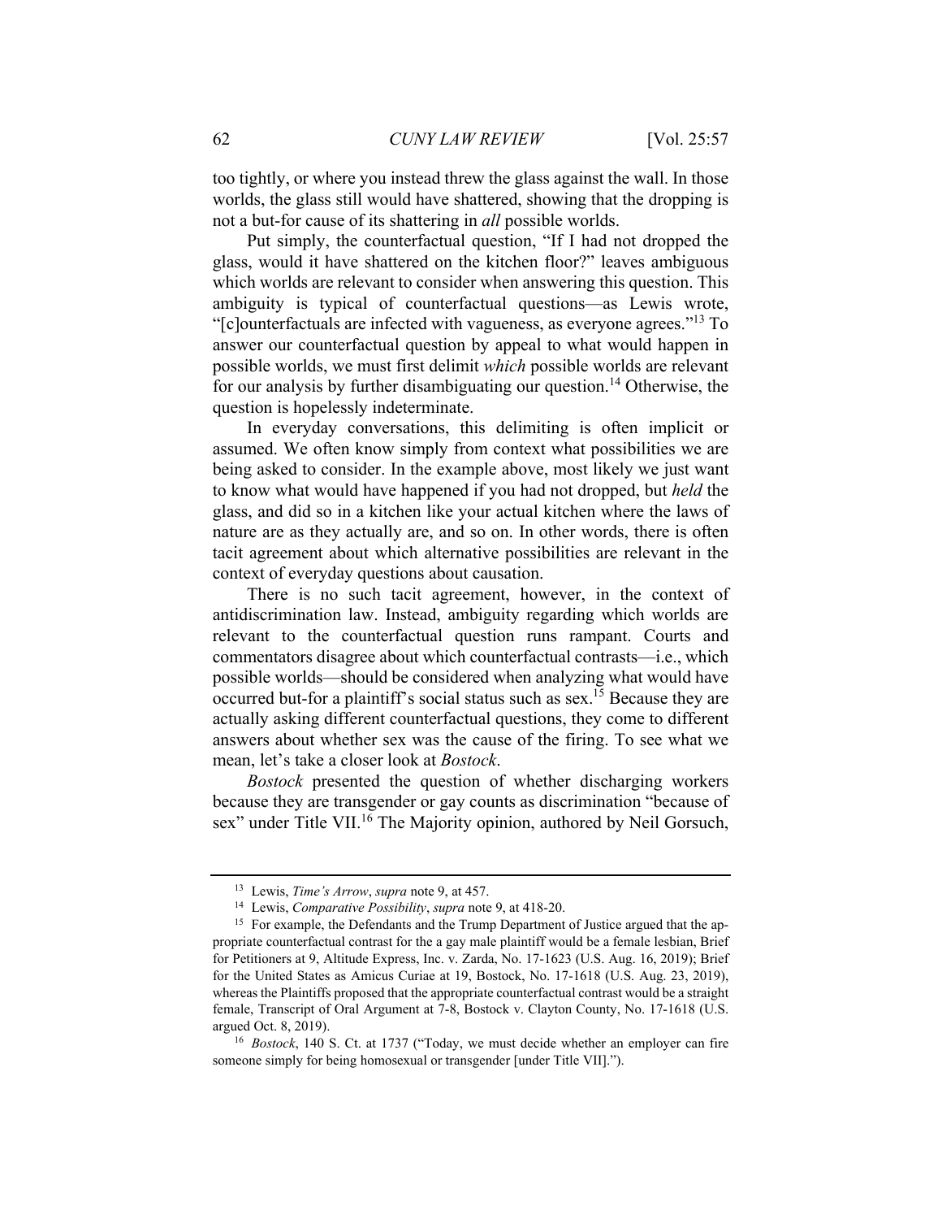too tightly, or where you instead threw the glass against the wall. In those worlds, the glass still would have shattered, showing that the dropping is not a but-for cause of its shattering in *all* possible worlds.

Put simply, the counterfactual question, "If I had not dropped the glass, would it have shattered on the kitchen floor?" leaves ambiguous which worlds are relevant to consider when answering this question. This ambiguity is typical of counterfactual questions—as Lewis wrote, "[c]ounterfactuals are infected with vagueness, as everyone agrees."[13] To answer our counterfactual question by appeal to what would happen in possible worlds, we must first delimit *which* possible worlds are relevant for our analysis by further disambiguating our question.[14] Otherwise, the question is hopelessly indeterminate.

In everyday conversations, this delimiting is often implicit or assumed. We often know simply from context what possibilities we are being asked to consider. In the example above, most likely we just want to know what would have happened if you had not dropped, but *held* the glass, and did so in a kitchen like your actual kitchen where the laws of nature are as they actually are, and so on. In other words, there is often tacit agreement about which alternative possibilities are relevant in the context of everyday questions about causation.

There is no such tacit agreement, however, in the context of antidiscrimination law. Instead, ambiguity regarding which worlds are relevant to the counterfactual question runs rampant. Courts and commentators disagree about which counterfactual contrasts—i.e., which possible worlds—should be considered when analyzing what would have occurred but-for a plaintiff's social status such as sex.[15] Because they are actually asking different counterfactual questions, they come to different answers about whether sex was the cause of the firing. To see what we mean, let's take a closer look at *Bostock*.

*Bostock* presented the question of whether discharging workers because they are transgender or gay counts as discrimination "because of sex" under Title VII.[16] The Majority opinion, authored by Neil Gorsuch,

---

[13] Lewis, *Time's Arrow*, *supra* note 9, at 457.

[14] Lewis, *Comparative Possibility*, *supra* note 9, at 418-20.

[15] For example, the Defendants and the Trump Department of Justice argued that the appropriate counterfactual contrast for the a gay male plaintiff would be a female lesbian, Brief for Petitioners at 9, Altitude Express, Inc. v. Zarda, No. 17-1623 (U.S. Aug. 16, 2019); Brief for the United States as Amicus Curiae at 19, Bostock, No. 17-1618 (U.S. Aug. 23, 2019), whereas the Plaintiffs proposed that the appropriate counterfactual contrast would be a straight female, Transcript of Oral Argument at 7-8, Bostock v. Clayton County, No. 17-1618 (U.S. argued Oct. 8, 2019).

[16] *Bostock*, 140 S. Ct. at 1737 ("Today, we must decide whether an employer can fire someone simply for being homosexual or transgender [under Title VII].").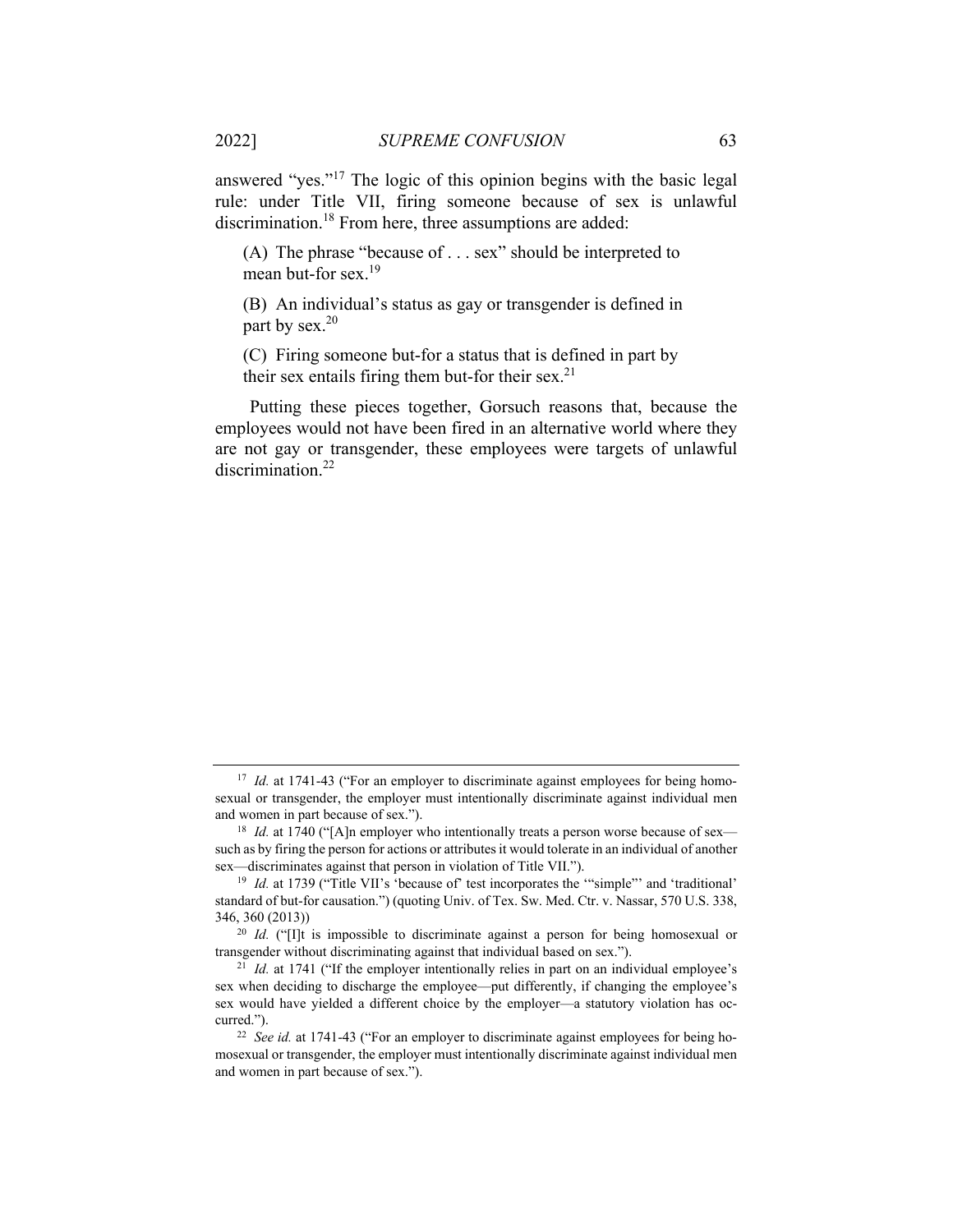answered "yes."[17] The logic of this opinion begins with the basic legal rule: under Title VII, firing someone because of sex is unlawful discrimination.[18] From here, three assumptions are added:

> (A) The phrase "because of . . . sex" should be interpreted to mean but-for sex.[19]
>
> (B) An individual's status as gay or transgender is defined in part by sex.[20]
>
> (C) Firing someone but-for a status that is defined in part by their sex entails firing them but-for their sex.[21]

Putting these pieces together, Gorsuch reasons that, because the employees would not have been fired in an alternative world where they are not gay or transgender, these employees were targets of unlawful discrimination.[22]

---

[17] *Id.* at 1741-43 ("For an employer to discriminate against employees for being homosexual or transgender, the employer must intentionally discriminate against individual men and women in part because of sex.").

[18] *Id.* at 1740 ("[A]n employer who intentionally treats a person worse because of sex—such as by firing the person for actions or attributes it would tolerate in an individual of another sex—discriminates against that person in violation of Title VII.").

[19] *Id.* at 1739 ("Title VII's 'because of' test incorporates the '"simple"' and 'traditional' standard of but-for causation.") (quoting Univ. of Tex. Sw. Med. Ctr. v. Nassar, 570 U.S. 338, 346, 360 (2013))

[20] *Id.* ("[I]t is impossible to discriminate against a person for being homosexual or transgender without discriminating against that individual based on sex.").

[21] *Id.* at 1741 ("If the employer intentionally relies in part on an individual employee's sex when deciding to discharge the employee—put differently, if changing the employee's sex would have yielded a different choice by the employer—a statutory violation has occurred.").

[22] *See id.* at 1741-43 ("For an employer to discriminate against employees for being homosexual or transgender, the employer must intentionally discriminate against individual men and women in part because of sex.").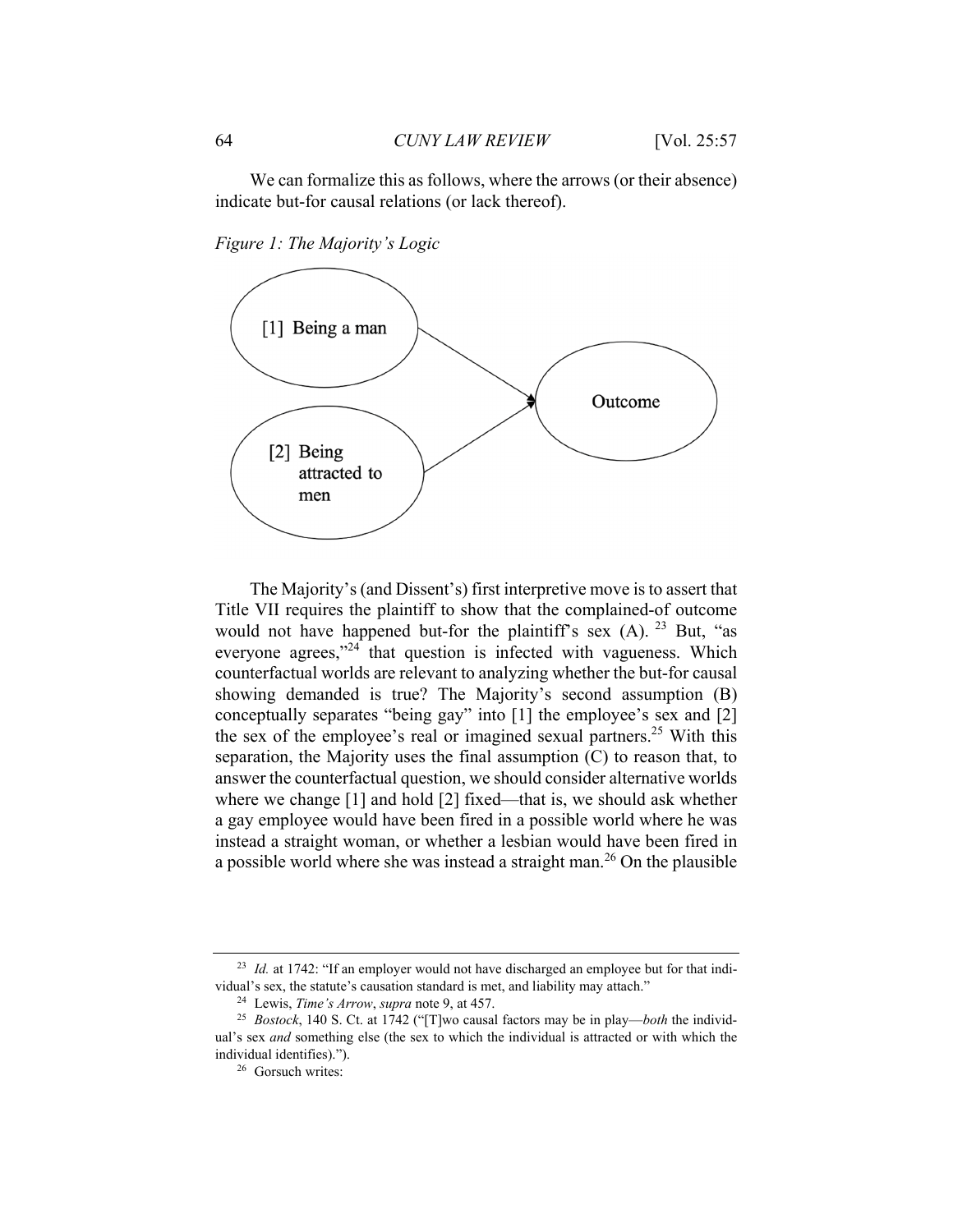We can formalize this as follows, where the arrows (or their absence) indicate but-for causal relations (or lack thereof).

*Figure 1: The Majority's Logic*

[1] Being a man → Outcome

[2] Being attracted to men → Outcome

The Majority's (and Dissent's) first interpretive move is to assert that Title VII requires the plaintiff to show that the complained-of outcome would not have happened but-for the plaintiff's sex (A).[23] But, "as everyone agrees,"[24] that question is infected with vagueness. Which counterfactual worlds are relevant to analyzing whether the but-for causal showing demanded is true? The Majority's second assumption (B) conceptually separates "being gay" into [1] the employee's sex and [2] the sex of the employee's real or imagined sexual partners.[25] With this separation, the Majority uses the final assumption (C) to reason that, to answer the counterfactual question, we should consider alternative worlds where we change [1] and hold [2] fixed—that is, we should ask whether a gay employee would have been fired in a possible world where he was instead a straight woman, or whether a lesbian would have been fired in a possible world where she was instead a straight man.[26] On the plausible

---

[23] *Id.* at 1742: "If an employer would not have discharged an employee but for that individual's sex, the statute's causation standard is met, and liability may attach."

[24] Lewis, *Time's Arrow*, *supra* note 9, at 457.

[25] *Bostock*, 140 S. Ct. at 1742 ("[T]wo causal factors may be in play—*both* the individual's sex *and* something else (the sex to which the individual is attracted or with which the individual identifies).").

[26] Gorsuch writes: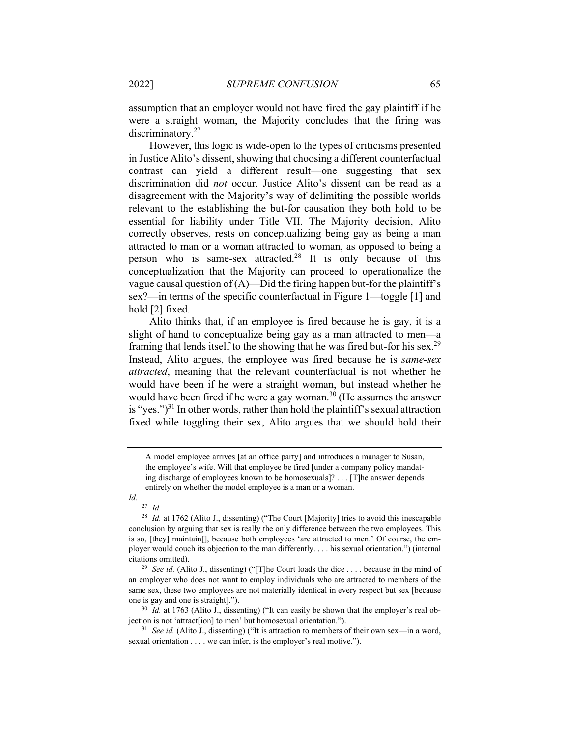assumption that an employer would not have fired the gay plaintiff if he were a straight woman, the Majority concludes that the firing was discriminatory.[27]

However, this logic is wide-open to the types of criticisms presented in Justice Alito's dissent, showing that choosing a different counterfactual contrast can yield a different result—one suggesting that sex discrimination did *not* occur. Justice Alito's dissent can be read as a disagreement with the Majority's way of delimiting the possible worlds relevant to the establishing the but-for causation they both hold to be essential for liability under Title VII. The Majority decision, Alito correctly observes, rests on conceptualizing being gay as being a man attracted to man or a woman attracted to woman, as opposed to being a person who is same-sex attracted.[28] It is only because of this conceptualization that the Majority can proceed to operationalize the vague causal question of (A)—Did the firing happen but-for the plaintiff's sex?—in terms of the specific counterfactual in Figure 1—toggle [1] and hold [2] fixed.

Alito thinks that, if an employee is fired because he is gay, it is a slight of hand to conceptualize being gay as a man attracted to men—a framing that lends itself to the showing that he was fired but-for his sex.[29] Instead, Alito argues, the employee was fired because he is *same-sex attracted*, meaning that the relevant counterfactual is not whether he would have been if he were a straight woman, but instead whether he would have been fired if he were a gay woman.[30] (He assumes the answer is "yes.")[31] In other words, rather than hold the plaintiff's sexual attraction fixed while toggling their sex, Alito argues that we should hold their

---

> A model employee arrives [at an office party] and introduces a manager to Susan, the employee's wife. Will that employee be fired [under a company policy mandating discharge of employees known to be homosexuals]? . . . [T]he answer depends entirely on whether the model employee is a man or a woman.

*Id.*

[27] *Id.*

[28] *Id.* at 1762 (Alito J., dissenting) ("The Court [Majority] tries to avoid this inescapable conclusion by arguing that sex is really the only difference between the two employees. This is so, [they] maintain[], because both employees 'are attracted to men.' Of course, the employer would couch its objection to the man differently. . . . his sexual orientation.") (internal citations omitted).

[29] *See id.* (Alito J., dissenting) ("[T]he Court loads the dice . . . . because in the mind of an employer who does not want to employ individuals who are attracted to members of the same sex, these two employees are not materially identical in every respect but sex [because one is gay and one is straight].").

[30] *Id.* at 1763 (Alito J., dissenting) ("It can easily be shown that the employer's real objection is not 'attract[ion] to men' but homosexual orientation.").

[31] *See id.* (Alito J., dissenting) ("It is attraction to members of their own sex—in a word, sexual orientation . . . . we can infer, is the employer's real motive.").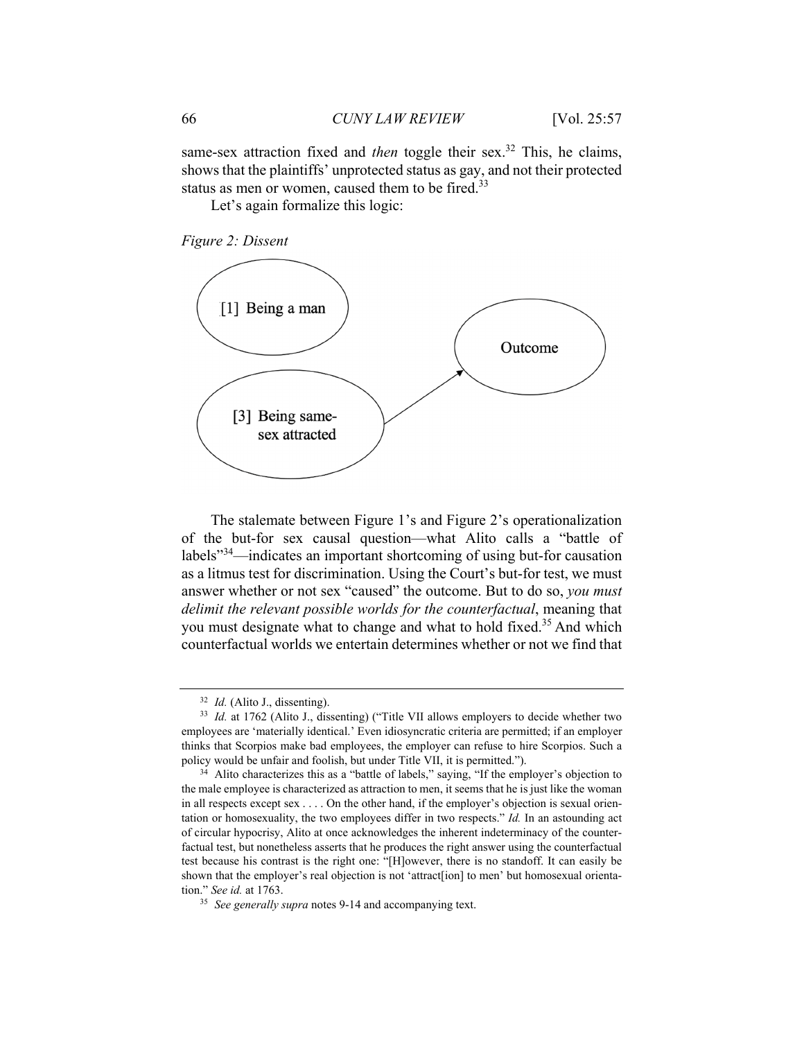same-sex attraction fixed and *then* toggle their sex.[32] This, he claims, shows that the plaintiffs' unprotected status as gay, and not their protected status as men or women, caused them to be fired.[33]

Let's again formalize this logic:

*Figure 2: Dissent*

[1] Being a man

[3] Being same-sex attracted

Outcome

The stalemate between Figure 1's and Figure 2's operationalization of the but-for sex causal question—what Alito calls a "battle of labels"[34]—indicates an important shortcoming of using but-for causation as a litmus test for discrimination. Using the Court's but-for test, we must answer whether or not sex "caused" the outcome. But to do so, *you must delimit the relevant possible worlds for the counterfactual*, meaning that you must designate what to change and what to hold fixed.[35] And which counterfactual worlds we entertain determines whether or not we find that

---

[32] *Id.* (Alito J., dissenting).

[33] *Id.* at 1762 (Alito J., dissenting) ("Title VII allows employers to decide whether two employees are 'materially identical.' Even idiosyncratic criteria are permitted; if an employer thinks that Scorpios make bad employees, the employer can refuse to hire Scorpios. Such a policy would be unfair and foolish, but under Title VII, it is permitted.").

[34] Alito characterizes this as a "battle of labels," saying, "If the employer's objection to the male employee is characterized as attraction to men, it seems that he is just like the woman in all respects except sex . . . . On the other hand, if the employer's objection is sexual orientation or homosexuality, the two employees differ in two respects." *Id.* In an astounding act of circular hypocrisy, Alito at once acknowledges the inherent indeterminacy of the counterfactual test, but nonetheless asserts that he produces the right answer using the counterfactual test because his contrast is the right one: "[H]owever, there is no standoff. It can easily be shown that the employer's real objection is not 'attract[ion] to men' but homosexual orientation." *See id.* at 1763.

[35] *See generally supra* notes 9-14 and accompanying text.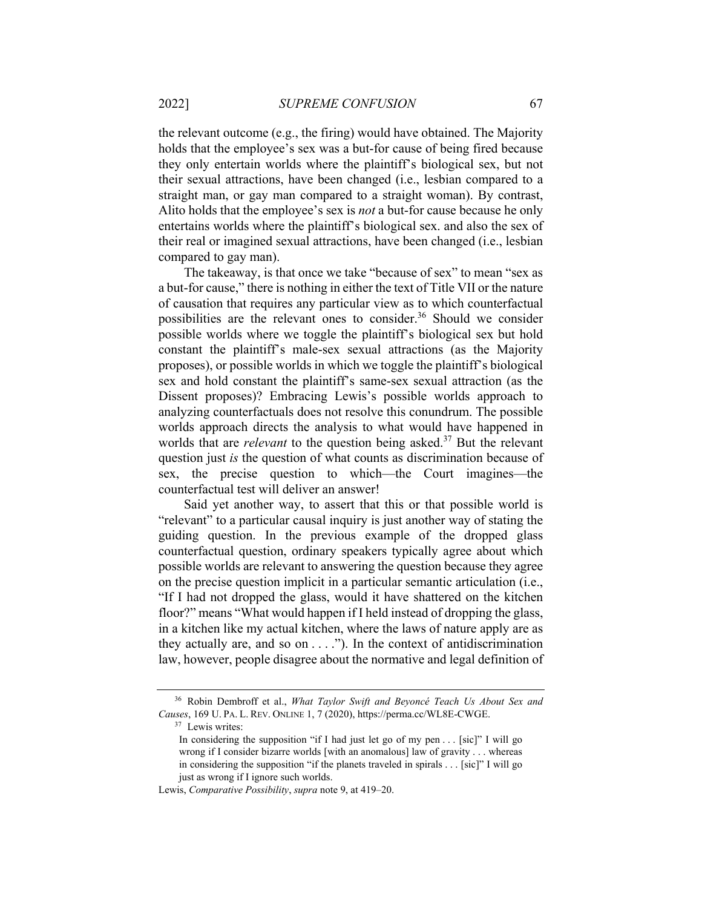the relevant outcome (e.g., the firing) would have obtained. The Majority holds that the employee's sex was a but-for cause of being fired because they only entertain worlds where the plaintiff's biological sex, but not their sexual attractions, have been changed (i.e., lesbian compared to a straight man, or gay man compared to a straight woman). By contrast, Alito holds that the employee's sex is *not* a but-for cause because he only entertains worlds where the plaintiff's biological sex. and also the sex of their real or imagined sexual attractions, have been changed (i.e., lesbian compared to gay man).

The takeaway, is that once we take "because of sex" to mean "sex as a but-for cause," there is nothing in either the text of Title VII or the nature of causation that requires any particular view as to which counterfactual possibilities are the relevant ones to consider.[36] Should we consider possible worlds where we toggle the plaintiff's biological sex but hold constant the plaintiff's male-sex sexual attractions (as the Majority proposes), or possible worlds in which we toggle the plaintiff's biological sex and hold constant the plaintiff's same-sex sexual attraction (as the Dissent proposes)? Embracing Lewis's possible worlds approach to analyzing counterfactuals does not resolve this conundrum. The possible worlds approach directs the analysis to what would have happened in worlds that are *relevant* to the question being asked.[37] But the relevant question just *is* the question of what counts as discrimination because of sex, the precise question to which—the Court imagines—the counterfactual test will deliver an answer!

Said yet another way, to assert that this or that possible world is "relevant" to a particular causal inquiry is just another way of stating the guiding question. In the previous example of the dropped glass counterfactual question, ordinary speakers typically agree about which possible worlds are relevant to answering the question because they agree on the precise question implicit in a particular semantic articulation (i.e., "If I had not dropped the glass, would it have shattered on the kitchen floor?" means "What would happen if I held instead of dropping the glass, in a kitchen like my actual kitchen, where the laws of nature apply are as they actually are, and so on . . . ."). In the context of antidiscrimination law, however, people disagree about the normative and legal definition of

---

[36] Robin Dembroff et al., *What Taylor Swift and Beyoncé Teach Us About Sex and Causes*, 169 U. PA. L. REV. ONLINE 1, 7 (2020), https://perma.cc/WL8E-CWGE.

[37] Lewis writes:

> In considering the supposition "if I had just let go of my pen . . . [sic]" I will go wrong if I consider bizarre worlds [with an anomalous] law of gravity . . . whereas in considering the supposition "if the planets traveled in spirals . . . [sic]" I will go just as wrong if I ignore such worlds.

Lewis, *Comparative Possibility*, *supra* note 9, at 419–20.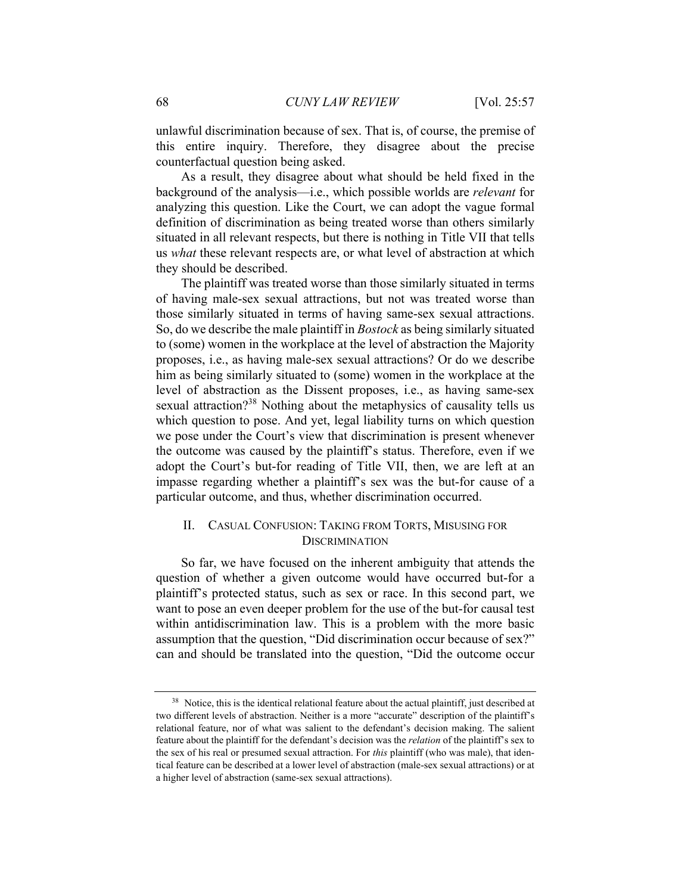unlawful discrimination because of sex. That is, of course, the premise of this entire inquiry. Therefore, they disagree about the precise counterfactual question being asked.

As a result, they disagree about what should be held fixed in the background of the analysis—i.e., which possible worlds are *relevant* for analyzing this question. Like the Court, we can adopt the vague formal definition of discrimination as being treated worse than others similarly situated in all relevant respects, but there is nothing in Title VII that tells us *what* these relevant respects are, or what level of abstraction at which they should be described.

The plaintiff was treated worse than those similarly situated in terms of having male-sex sexual attractions, but not was treated worse than those similarly situated in terms of having same-sex sexual attractions. So, do we describe the male plaintiff in *Bostock* as being similarly situated to (some) women in the workplace at the level of abstraction the Majority proposes, i.e., as having male-sex sexual attractions? Or do we describe him as being similarly situated to (some) women in the workplace at the level of abstraction as the Dissent proposes, i.e., as having same-sex sexual attraction?[38] Nothing about the metaphysics of causality tells us which question to pose. And yet, legal liability turns on which question we pose under the Court's view that discrimination is present whenever the outcome was caused by the plaintiff's status. Therefore, even if we adopt the Court's but-for reading of Title VII, then, we are left at an impasse regarding whether a plaintiff's sex was the but-for cause of a particular outcome, and thus, whether discrimination occurred.

## II. Casual Confusion: Taking from Torts, Misusing for Discrimination

So far, we have focused on the inherent ambiguity that attends the question of whether a given outcome would have occurred but-for a plaintiff's protected status, such as sex or race. In this second part, we want to pose an even deeper problem for the use of the but-for causal test within antidiscrimination law. This is a problem with the more basic assumption that the question, "Did discrimination occur because of sex?" can and should be translated into the question, "Did the outcome occur

---

[38] Notice, this is the identical relational feature about the actual plaintiff, just described at two different levels of abstraction. Neither is a more "accurate" description of the plaintiff's relational feature, nor of what was salient to the defendant's decision making. The salient feature about the plaintiff for the defendant's decision was the *relation* of the plaintiff's sex to the sex of his real or presumed sexual attraction. For *this* plaintiff (who was male), that identical feature can be described at a lower level of abstraction (male-sex sexual attractions) or at a higher level of abstraction (same-sex sexual attractions).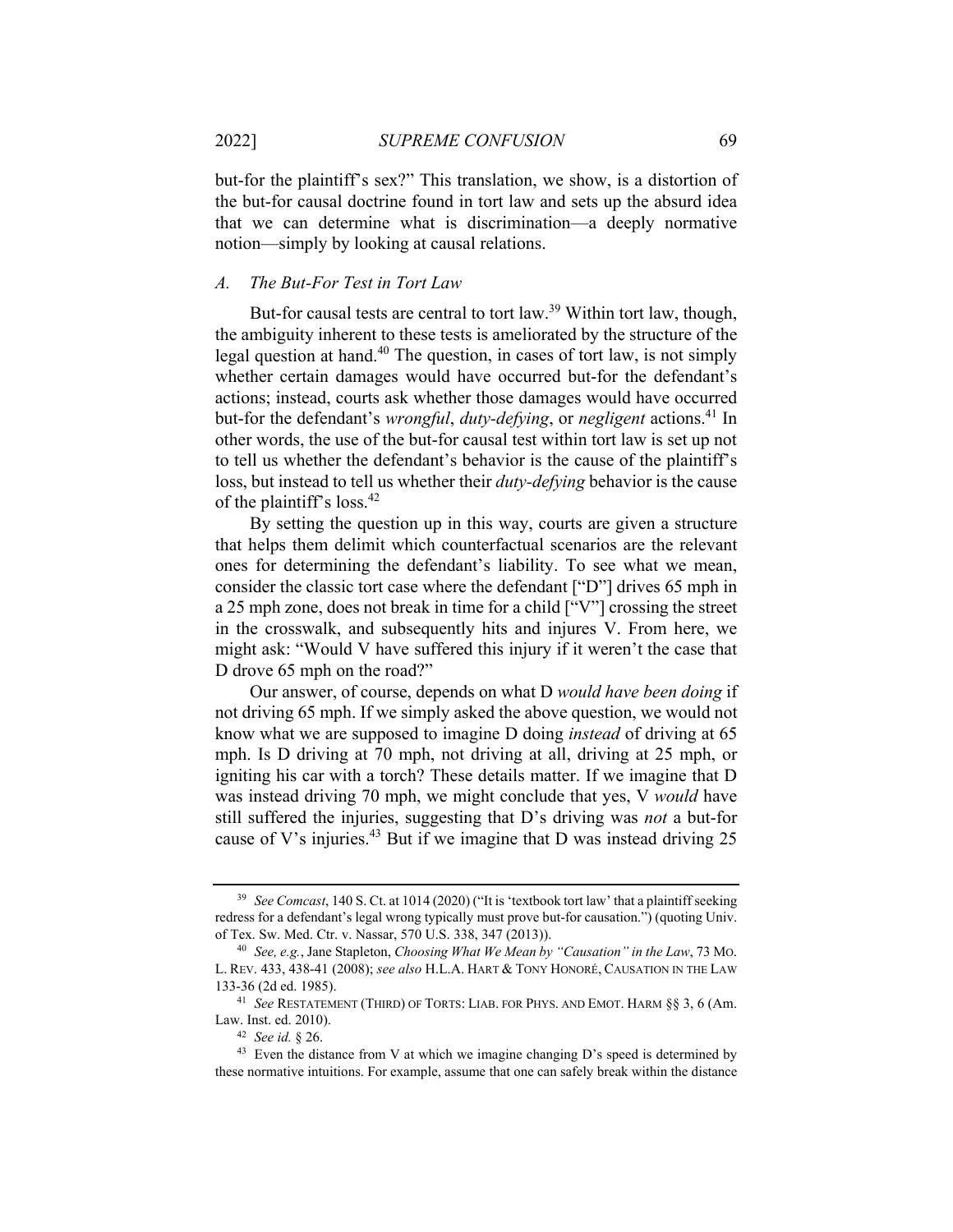but-for the plaintiff's sex?" This translation, we show, is a distortion of the but-for causal doctrine found in tort law and sets up the absurd idea that we can determine what is discrimination—a deeply normative notion—simply by looking at causal relations.

### A. The But-For Test in Tort Law

But-for causal tests are central to tort law.[39] Within tort law, though, the ambiguity inherent to these tests is ameliorated by the structure of the legal question at hand.[40] The question, in cases of tort law, is not simply whether certain damages would have occurred but-for the defendant's actions; instead, courts ask whether those damages would have occurred but-for the defendant's *wrongful*, *duty-defying*, or *negligent* actions.[41] In other words, the use of the but-for causal test within tort law is set up not to tell us whether the defendant's behavior is the cause of the plaintiff's loss, but instead to tell us whether their *duty-defying* behavior is the cause of the plaintiff's loss.[42]

By setting the question up in this way, courts are given a structure that helps them delimit which counterfactual scenarios are the relevant ones for determining the defendant's liability. To see what we mean, consider the classic tort case where the defendant ["D"] drives 65 mph in a 25 mph zone, does not break in time for a child ["V"] crossing the street in the crosswalk, and subsequently hits and injures V. From here, we might ask: "Would V have suffered this injury if it weren't the case that D drove 65 mph on the road?"

Our answer, of course, depends on what D *would have been doing* if not driving 65 mph. If we simply asked the above question, we would not know what we are supposed to imagine D doing *instead* of driving at 65 mph. Is D driving at 70 mph, not driving at all, driving at 25 mph, or igniting his car with a torch? These details matter. If we imagine that D was instead driving 70 mph, we might conclude that yes, V *would* have still suffered the injuries, suggesting that D's driving was *not* a but-for cause of V's injuries.[43] But if we imagine that D was instead driving 25

---

[39] *See Comcast*, 140 S. Ct. at 1014 (2020) ("It is 'textbook tort law' that a plaintiff seeking redress for a defendant's legal wrong typically must prove but-for causation.") (quoting Univ. of Tex. Sw. Med. Ctr. v. Nassar, 570 U.S. 338, 347 (2013)).

[40] *See, e.g.*, Jane Stapleton, *Choosing What We Mean by "Causation" in the Law*, 73 MO. L. REV. 433, 438-41 (2008); *see also* H.L.A. HART & TONY HONORÉ, CAUSATION IN THE LAW 133-36 (2d ed. 1985).

[41] *See* RESTATEMENT (THIRD) OF TORTS: LIAB. FOR PHYS. AND EMOT. HARM §§ 3, 6 (Am. Law. Inst. ed. 2010).

[42] *See id.* § 26.

[43] Even the distance from V at which we imagine changing D's speed is determined by these normative intuitions. For example, assume that one can safely break within the distance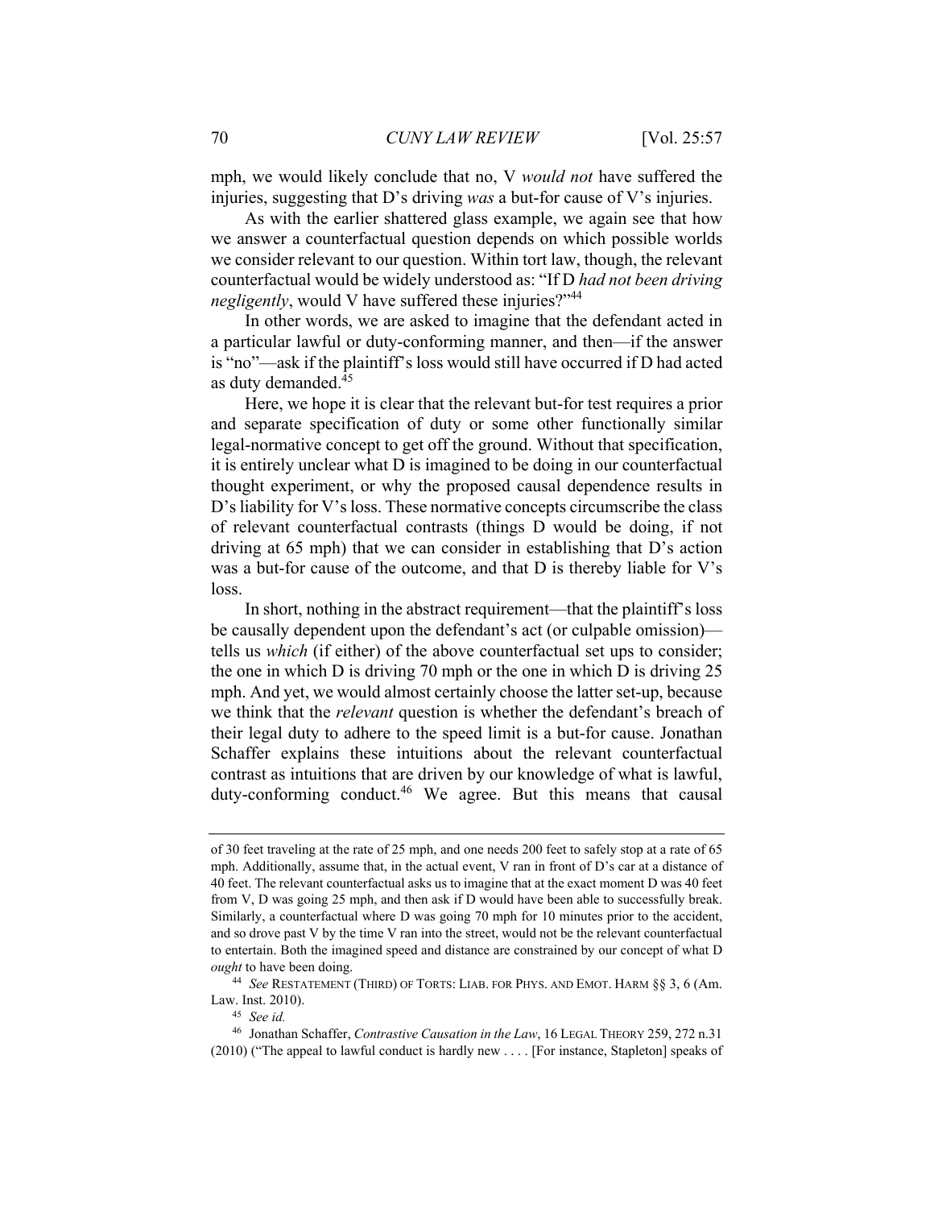mph, we would likely conclude that no, V *would not* have suffered the injuries, suggesting that D's driving *was* a but-for cause of V's injuries.

As with the earlier shattered glass example, we again see that how we answer a counterfactual question depends on which possible worlds we consider relevant to our question. Within tort law, though, the relevant counterfactual would be widely understood as: "If D *had not been driving negligently*, would V have suffered these injuries?"[44]

In other words, we are asked to imagine that the defendant acted in a particular lawful or duty-conforming manner, and then—if the answer is "no"—ask if the plaintiff's loss would still have occurred if D had acted as duty demanded.[45]

Here, we hope it is clear that the relevant but-for test requires a prior and separate specification of duty or some other functionally similar legal-normative concept to get off the ground. Without that specification, it is entirely unclear what D is imagined to be doing in our counterfactual thought experiment, or why the proposed causal dependence results in D's liability for V's loss. These normative concepts circumscribe the class of relevant counterfactual contrasts (things D would be doing, if not driving at 65 mph) that we can consider in establishing that D's action was a but-for cause of the outcome, and that D is thereby liable for V's loss.

In short, nothing in the abstract requirement—that the plaintiff's loss be causally dependent upon the defendant's act (or culpable omission)—tells us *which* (if either) of the above counterfactual set ups to consider; the one in which D is driving 70 mph or the one in which D is driving 25 mph. And yet, we would almost certainly choose the latter set-up, because we think that the *relevant* question is whether the defendant's breach of their legal duty to adhere to the speed limit is a but-for cause. Jonathan Schaffer explains these intuitions about the relevant counterfactual contrast as intuitions that are driven by our knowledge of what is lawful, duty-conforming conduct.[46] We agree. But this means that causal

---

of 30 feet traveling at the rate of 25 mph, and one needs 200 feet to safely stop at a rate of 65 mph. Additionally, assume that, in the actual event, V ran in front of D's car at a distance of 40 feet. The relevant counterfactual asks us to imagine that at the exact moment D was 40 feet from V, D was going 25 mph, and then ask if D would have been able to successfully break. Similarly, a counterfactual where D was going 70 mph for 10 minutes prior to the accident, and so drove past V by the time V ran into the street, would not be the relevant counterfactual to entertain. Both the imagined speed and distance are constrained by our concept of what D *ought* to have been doing.

[44] *See* RESTATEMENT (THIRD) OF TORTS: LIAB. FOR PHYS. AND EMOT. HARM §§ 3, 6 (Am. Law. Inst. 2010).

[45] *See id.*

[46] Jonathan Schaffer, *Contrastive Causation in the Law*, 16 LEGAL THEORY 259, 272 n.31 (2010) ("The appeal to lawful conduct is hardly new . . . . [For instance, Stapleton] speaks of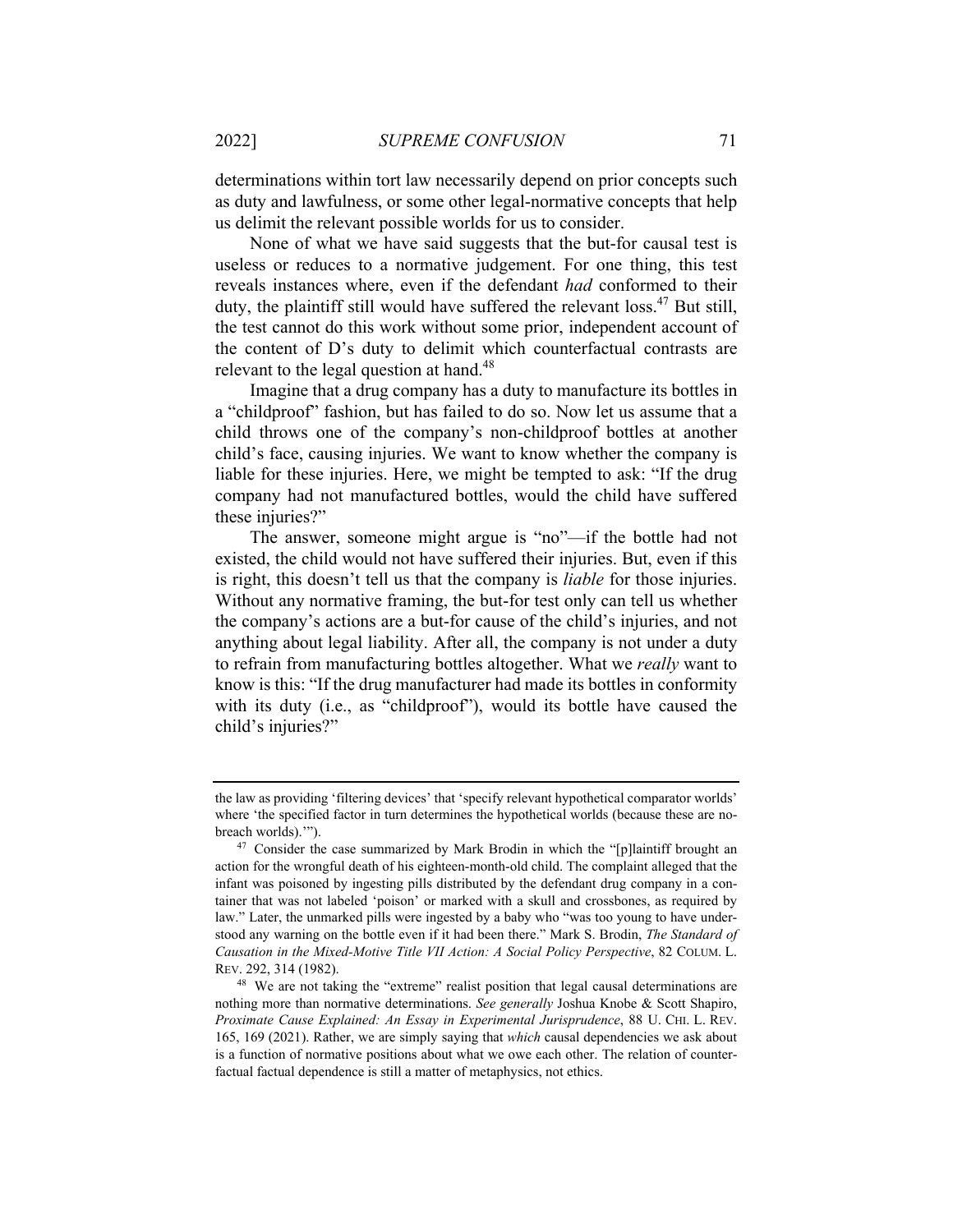determinations within tort law necessarily depend on prior concepts such as duty and lawfulness, or some other legal-normative concepts that help us delimit the relevant possible worlds for us to consider.

None of what we have said suggests that the but-for causal test is useless or reduces to a normative judgement. For one thing, this test reveals instances where, even if the defendant *had* conformed to their duty, the plaintiff still would have suffered the relevant loss.[47] But still, the test cannot do this work without some prior, independent account of the content of D's duty to delimit which counterfactual contrasts are relevant to the legal question at hand.[48]

Imagine that a drug company has a duty to manufacture its bottles in a "childproof" fashion, but has failed to do so. Now let us assume that a child throws one of the company's non-childproof bottles at another child's face, causing injuries. We want to know whether the company is liable for these injuries. Here, we might be tempted to ask: "If the drug company had not manufactured bottles, would the child have suffered these injuries?"

The answer, someone might argue is "no"—if the bottle had not existed, the child would not have suffered their injuries. But, even if this is right, this doesn't tell us that the company is *liable* for those injuries. Without any normative framing, the but-for test only can tell us whether the company's actions are a but-for cause of the child's injuries, and not anything about legal liability. After all, the company is not under a duty to refrain from manufacturing bottles altogether. What we *really* want to know is this: "If the drug manufacturer had made its bottles in conformity with its duty (i.e., as "childproof"), would its bottle have caused the child's injuries?"

---

the law as providing 'filtering devices' that 'specify relevant hypothetical comparator worlds' where 'the specified factor in turn determines the hypothetical worlds (because these are no-breach worlds).'").

[47] Consider the case summarized by Mark Brodin in which the "[p]laintiff brought an action for the wrongful death of his eighteen-month-old child. The complaint alleged that the infant was poisoned by ingesting pills distributed by the defendant drug company in a container that was not labeled 'poison' or marked with a skull and crossbones, as required by law." Later, the unmarked pills were ingested by a baby who "was too young to have understood any warning on the bottle even if it had been there." Mark S. Brodin, *The Standard of Causation in the Mixed-Motive Title VII Action: A Social Policy Perspective*, 82 COLUM. L. REV. 292, 314 (1982).

[48] We are not taking the "extreme" realist position that legal causal determinations are nothing more than normative determinations. *See generally* Joshua Knobe & Scott Shapiro, *Proximate Cause Explained: An Essay in Experimental Jurisprudence*, 88 U. CHI. L. REV. 165, 169 (2021). Rather, we are simply saying that *which* causal dependencies we ask about is a function of normative positions about what we owe each other. The relation of counterfactual factual dependence is still a matter of metaphysics, not ethics.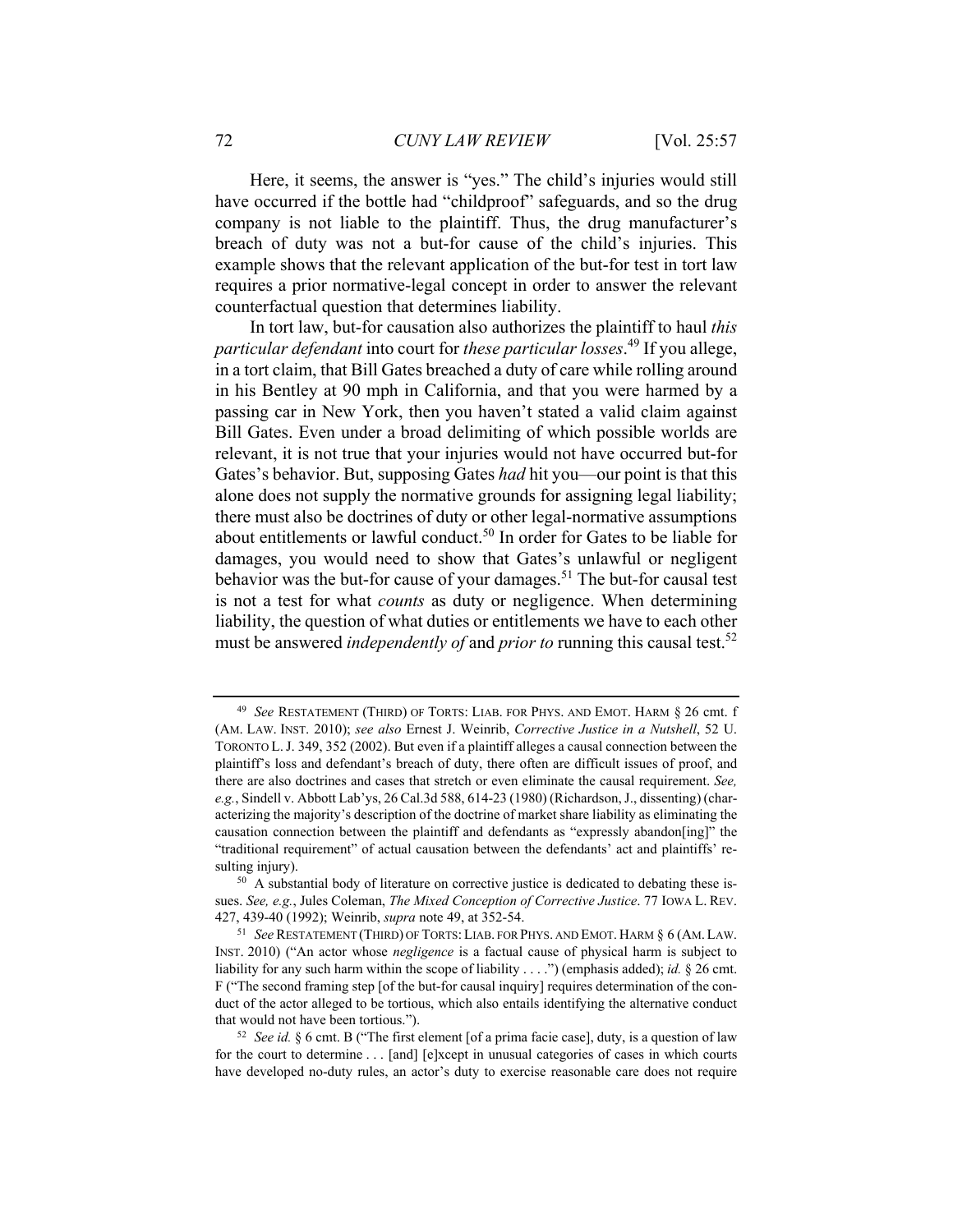Here, it seems, the answer is "yes." The child's injuries would still have occurred if the bottle had "childproof" safeguards, and so the drug company is not liable to the plaintiff. Thus, the drug manufacturer's breach of duty was not a but-for cause of the child's injuries. This example shows that the relevant application of the but-for test in tort law requires a prior normative-legal concept in order to answer the relevant counterfactual question that determines liability.

In tort law, but-for causation also authorizes the plaintiff to haul *this particular defendant* into court for *these particular losses*.[49] If you allege, in a tort claim, that Bill Gates breached a duty of care while rolling around in his Bentley at 90 mph in California, and that you were harmed by a passing car in New York, then you haven't stated a valid claim against Bill Gates. Even under a broad delimiting of which possible worlds are relevant, it is not true that your injuries would not have occurred but-for Gates's behavior. But, supposing Gates *had* hit you—our point is that this alone does not supply the normative grounds for assigning legal liability; there must also be doctrines of duty or other legal-normative assumptions about entitlements or lawful conduct.[50] In order for Gates to be liable for damages, you would need to show that Gates's unlawful or negligent behavior was the but-for cause of your damages.[51] The but-for causal test is not a test for what *counts* as duty or negligence. When determining liability, the question of what duties or entitlements we have to each other must be answered *independently of* and *prior to* running this causal test.[52]

---

[49] *See* RESTATEMENT (THIRD) OF TORTS: LIAB. FOR PHYS. AND EMOT. HARM § 26 cmt. f (AM. LAW. INST. 2010); *see also* Ernest J. Weinrib, *Corrective Justice in a Nutshell*, 52 U. TORONTO L. J. 349, 352 (2002). But even if a plaintiff alleges a causal connection between the plaintiff's loss and defendant's breach of duty, there often are difficult issues of proof, and there are also doctrines and cases that stretch or even eliminate the causal requirement. *See, e.g.*, Sindell v. Abbott Lab'ys, 26 Cal.3d 588, 614-23 (1980) (Richardson, J., dissenting) (characterizing the majority's description of the doctrine of market share liability as eliminating the causation connection between the plaintiff and defendants as "expressly abandon[ing]" the "traditional requirement" of actual causation between the defendants' act and plaintiffs' resulting injury).

[50] A substantial body of literature on corrective justice is dedicated to debating these issues. *See, e.g.*, Jules Coleman, *The Mixed Conception of Corrective Justice*. 77 IOWA L. REV. 427, 439-40 (1992); Weinrib, *supra* note 49, at 352-54.

[51] *See* RESTATEMENT (THIRD) OF TORTS: LIAB. FOR PHYS. AND EMOT. HARM § 6 (AM. LAW. INST. 2010) ("An actor whose *negligence* is a factual cause of physical harm is subject to liability for any such harm within the scope of liability . . . .") (emphasis added); *id.* § 26 cmt. F ("The second framing step [of the but-for causal inquiry] requires determination of the conduct of the actor alleged to be tortious, which also entails identifying the alternative conduct that would not have been tortious.").

[52] *See id.* § 6 cmt. B ("The first element [of a prima facie case], duty, is a question of law for the court to determine . . . [and] [e]xcept in unusual categories of cases in which courts have developed no-duty rules, an actor's duty to exercise reasonable care does not require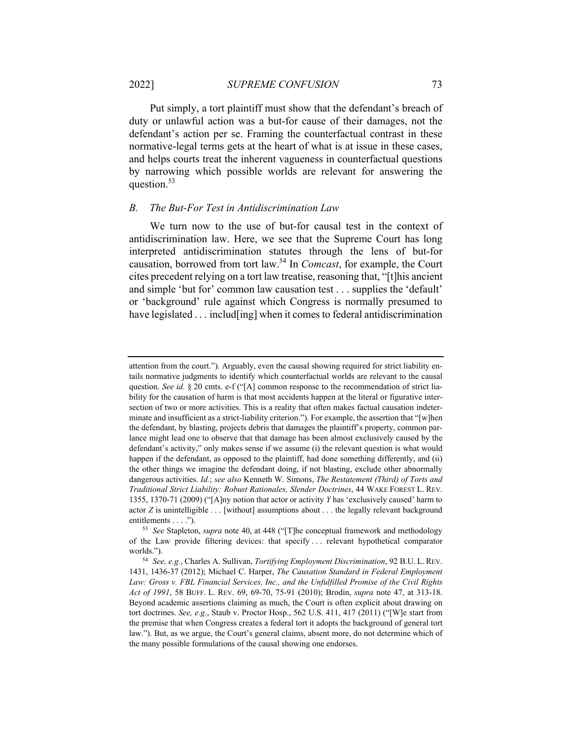Put simply, a tort plaintiff must show that the defendant's breach of duty or unlawful action was a but-for cause of their damages, not the defendant's action per se. Framing the counterfactual contrast in these normative-legal terms gets at the heart of what is at issue in these cases, and helps courts treat the inherent vagueness in counterfactual questions by narrowing which possible worlds are relevant for answering the question.[53]

### *B. The But-For Test in Antidiscrimination Law*

We turn now to the use of but-for causal test in the context of antidiscrimination law. Here, we see that the Supreme Court has long interpreted antidiscrimination statutes through the lens of but-for causation, borrowed from tort law.[54] In *Comcast*, for example, the Court cites precedent relying on a tort law treatise, reasoning that, "[t]his ancient and simple 'but for' common law causation test . . . supplies the 'default' or 'background' rule against which Congress is normally presumed to have legislated . . . includ[ing] when it comes to federal antidiscrimination

---

attention from the court."). Arguably, even the causal showing required for strict liability entails normative judgments to identify which counterfactual worlds are relevant to the causal question. *See id.* § 20 cmts. e-f ("[A] common response to the recommendation of strict liability for the causation of harm is that most accidents happen at the literal or figurative intersection of two or more activities. This is a reality that often makes factual causation indeterminate and insufficient as a strict-liability criterion."). For example, the assertion that "[w]hen the defendant, by blasting, projects debris that damages the plaintiff's property, common parlance might lead one to observe that that damage has been almost exclusively caused by the defendant's activity," only makes sense if we assume (i) the relevant question is what would happen if the defendant, as opposed to the plaintiff, had done something differently, and (ii) the other things we imagine the defendant doing, if not blasting, exclude other abnormally dangerous activities. *Id.*; *see also* Kenneth W. Simons, *The Restatement (Third) of Torts and Traditional Strict Liability: Robust Rationales, Slender Doctrines*, 44 WAKE FOREST L. REV. 1355, 1370-71 (2009) ("[A]ny notion that actor or activity *Y* has 'exclusively caused' harm to actor *Z* is unintelligible . . . [without] assumptions about . . . the legally relevant background entitlements . . . .").

[53] *See* Stapleton, *supra* note 40, at 448 ("[T]he conceptual framework and methodology of the Law provide filtering devices: that specify . . . relevant hypothetical comparator worlds.").

[54] *See, e.g.*, Charles A. Sullivan, *Tortifying Employment Discrimination*, 92 B.U. L. REV. 1431, 1436-37 (2012); Michael C. Harper, *The Causation Standard in Federal Employment Law: Gross v. FBL Financial Services, Inc., and the Unfulfilled Promise of the Civil Rights Act of 1991*, 58 BUFF. L. REV. 69, 69-70, 75-91 (2010); Brodin, *supra* note 47, at 313-18. Beyond academic assertions claiming as much, the Court is often explicit about drawing on tort doctrines. *See, e.g.*, Staub v. Proctor Hosp., 562 U.S. 411, 417 (2011) ("[W]e start from the premise that when Congress creates a federal tort it adopts the background of general tort law."). But, as we argue, the Court's general claims, absent more, do not determine which of the many possible formulations of the causal showing one endorses.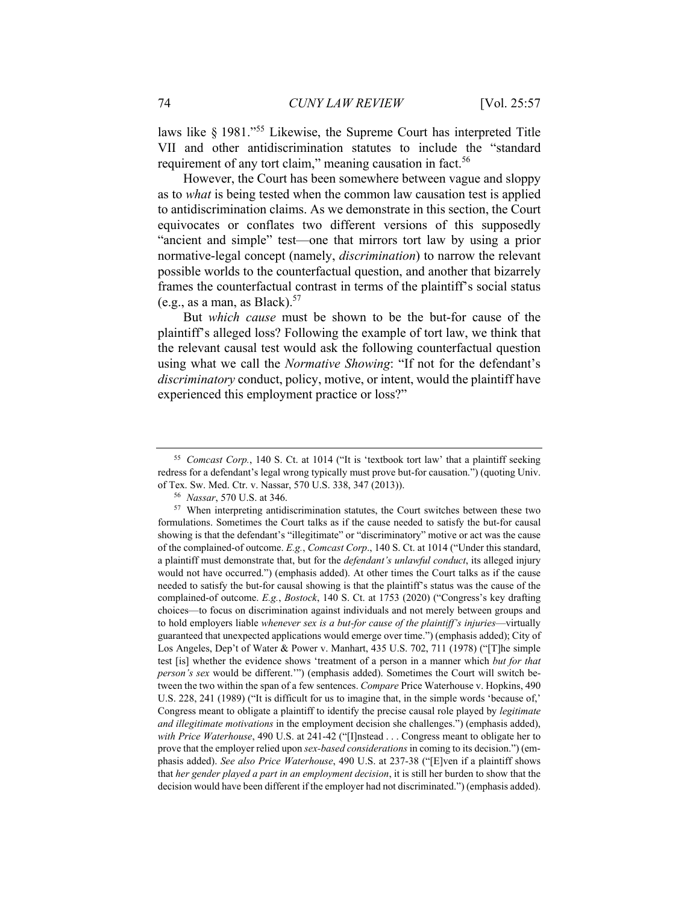laws like § 1981."[55] Likewise, the Supreme Court has interpreted Title VII and other antidiscrimination statutes to include the "standard requirement of any tort claim," meaning causation in fact.[56]

However, the Court has been somewhere between vague and sloppy as to *what* is being tested when the common law causation test is applied to antidiscrimination claims. As we demonstrate in this section, the Court equivocates or conflates two different versions of this supposedly "ancient and simple" test—one that mirrors tort law by using a prior normative-legal concept (namely, *discrimination*) to narrow the relevant possible worlds to the counterfactual question, and another that bizarrely frames the counterfactual contrast in terms of the plaintiff's social status (e.g., as a man, as Black).[57]

But *which cause* must be shown to be the but-for cause of the plaintiff's alleged loss? Following the example of tort law, we think that the relevant causal test would ask the following counterfactual question using what we call the *Normative Showing*: "If not for the defendant's *discriminatory* conduct, policy, motive, or intent, would the plaintiff have experienced this employment practice or loss?"

---

[55] *Comcast Corp.*, 140 S. Ct. at 1014 ("It is 'textbook tort law' that a plaintiff seeking redress for a defendant's legal wrong typically must prove but-for causation.") (quoting Univ. of Tex. Sw. Med. Ctr. v. Nassar, 570 U.S. 338, 347 (2013)).

[56] *Nassar*, 570 U.S. at 346.

[57] When interpreting antidiscrimination statutes, the Court switches between these two formulations. Sometimes the Court talks as if the cause needed to satisfy the but-for causal showing is that the defendant's "illegitimate" or "discriminatory" motive or act was the cause of the complained-of outcome. *E.g.*, *Comcast Corp*., 140 S. Ct. at 1014 ("Under this standard, a plaintiff must demonstrate that, but for the *defendant's unlawful conduct*, its alleged injury would not have occurred.") (emphasis added). At other times the Court talks as if the cause needed to satisfy the but-for causal showing is that the plaintiff's status was the cause of the complained-of outcome. *E.g.*, *Bostock*, 140 S. Ct. at 1753 (2020) ("Congress's key drafting choices—to focus on discrimination against individuals and not merely between groups and to hold employers liable *whenever sex is a but-for cause of the plaintiff's injuries*—virtually guaranteed that unexpected applications would emerge over time.") (emphasis added); City of Los Angeles, Dep't of Water & Power v. Manhart, 435 U.S. 702, 711 (1978) ("[T]he simple test [is] whether the evidence shows 'treatment of a person in a manner which *but for that person's sex* would be different.'") (emphasis added). Sometimes the Court will switch between the two within the span of a few sentences. *Compare* Price Waterhouse v. Hopkins, 490 U.S. 228, 241 (1989) ("It is difficult for us to imagine that, in the simple words 'because of,' Congress meant to obligate a plaintiff to identify the precise causal role played by *legitimate and illegitimate motivations* in the employment decision she challenges.") (emphasis added), *with Price Waterhouse*, 490 U.S. at 241-42 ("[I]nstead . . . Congress meant to obligate her to prove that the employer relied upon *sex-based considerations* in coming to its decision.") (emphasis added). *See also Price Waterhouse*, 490 U.S. at 237-38 ("[E]ven if a plaintiff shows that *her gender played a part in an employment decision*, it is still her burden to show that the decision would have been different if the employer had not discriminated.") (emphasis added).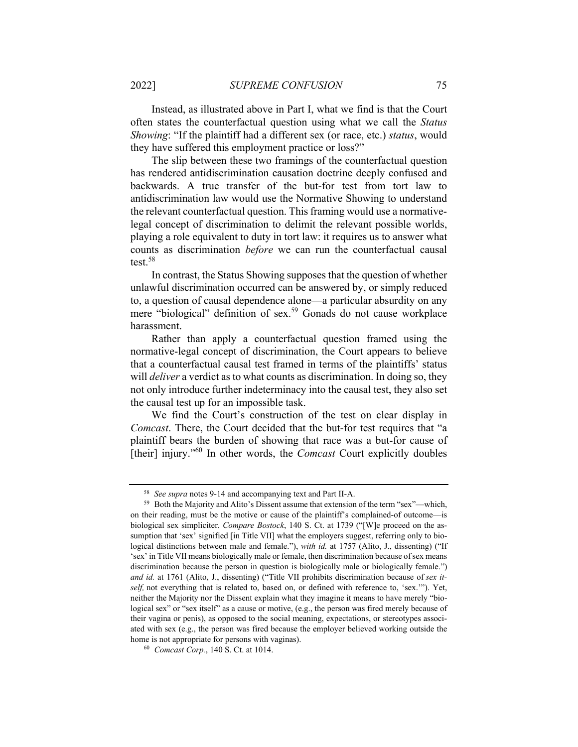Instead, as illustrated above in Part I, what we find is that the Court often states the counterfactual question using what we call the *Status Showing*: "If the plaintiff had a different sex (or race, etc.) *status*, would they have suffered this employment practice or loss?"

The slip between these two framings of the counterfactual question has rendered antidiscrimination causation doctrine deeply confused and backwards. A true transfer of the but-for test from tort law to antidiscrimination law would use the Normative Showing to understand the relevant counterfactual question. This framing would use a normative-legal concept of discrimination to delimit the relevant possible worlds, playing a role equivalent to duty in tort law: it requires us to answer what counts as discrimination *before* we can run the counterfactual causal test.[58]

In contrast, the Status Showing supposes that the question of whether unlawful discrimination occurred can be answered by, or simply reduced to, a question of causal dependence alone—a particular absurdity on any mere "biological" definition of sex.[59] Gonads do not cause workplace harassment.

Rather than apply a counterfactual question framed using the normative-legal concept of discrimination, the Court appears to believe that a counterfactual causal test framed in terms of the plaintiffs' status will *deliver* a verdict as to what counts as discrimination. In doing so, they not only introduce further indeterminacy into the causal test, they also set the causal test up for an impossible task.

We find the Court's construction of the test on clear display in *Comcast*. There, the Court decided that the but-for test requires that "a plaintiff bears the burden of showing that race was a but-for cause of [their] injury."[60] In other words, the *Comcast* Court explicitly doubles

---

[58] *See supra* notes 9-14 and accompanying text and Part II-A.

[59] Both the Majority and Alito's Dissent assume that extension of the term "sex"—which, on their reading, must be the motive or cause of the plaintiff's complained-of outcome—is biological sex simpliciter. *Compare Bostock*, 140 S. Ct. at 1739 ("[W]e proceed on the assumption that 'sex' signified [in Title VII] what the employers suggest, referring only to biological distinctions between male and female."), *with id.* at 1757 (Alito, J., dissenting) ("If 'sex' in Title VII means biologically male or female, then discrimination because of sex means discrimination because the person in question is biologically male or biologically female.") *and id.* at 1761 (Alito, J., dissenting) ("Title VII prohibits discrimination because of *sex itself,* not everything that is related to, based on, or defined with reference to, 'sex.'"). Yet, neither the Majority nor the Dissent explain what they imagine it means to have merely "biological sex" or "sex itself" as a cause or motive, (e.g., the person was fired merely because of their vagina or penis), as opposed to the social meaning, expectations, or stereotypes associated with sex (e.g., the person was fired because the employer believed working outside the home is not appropriate for persons with vaginas).

[60] *Comcast Corp.*, 140 S. Ct. at 1014.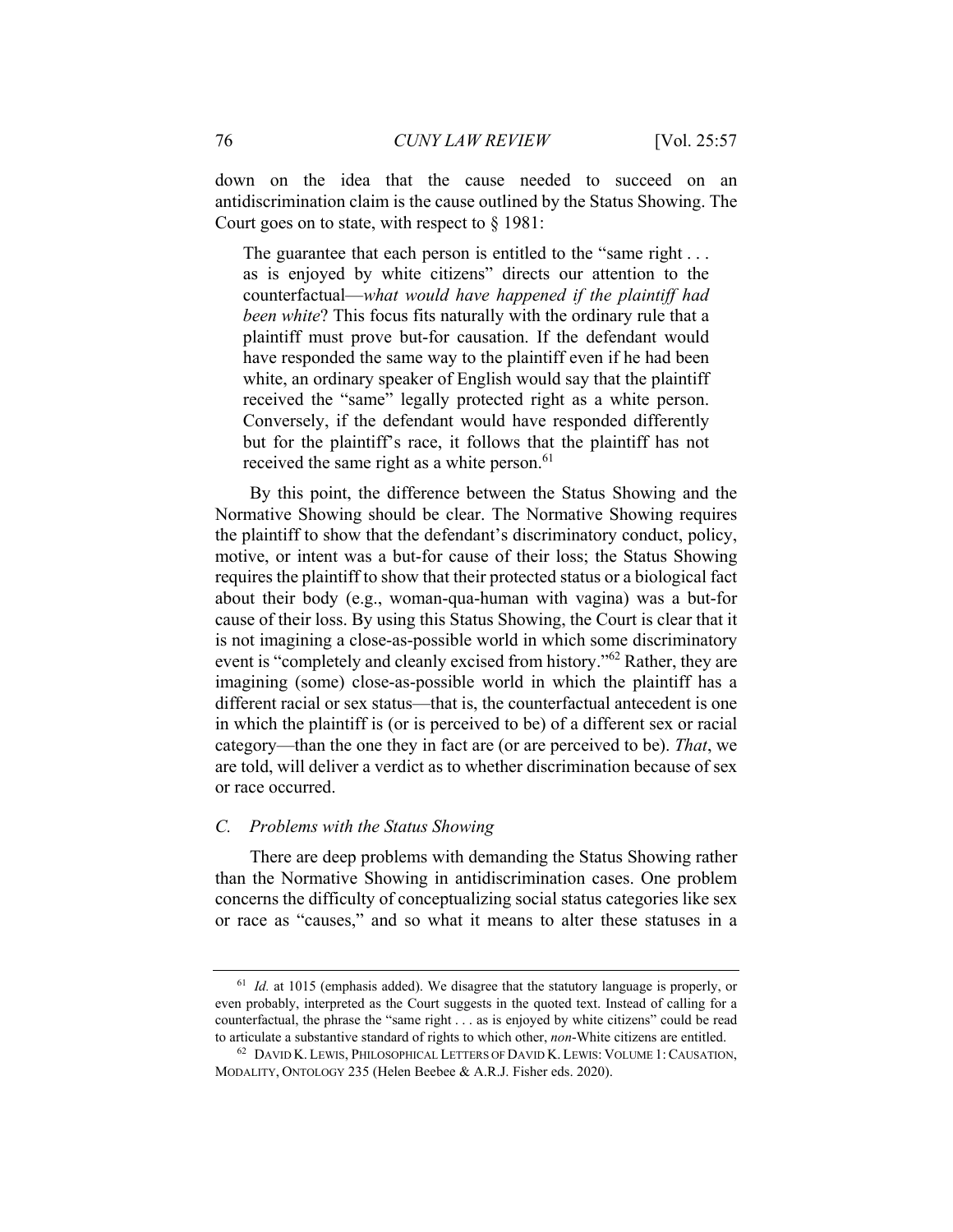down on the idea that the cause needed to succeed on an antidiscrimination claim is the cause outlined by the Status Showing. The Court goes on to state, with respect to § 1981:

> The guarantee that each person is entitled to the "same right . . . as is enjoyed by white citizens" directs our attention to the counterfactual—*what would have happened if the plaintiff had been white*? This focus fits naturally with the ordinary rule that a plaintiff must prove but-for causation. If the defendant would have responded the same way to the plaintiff even if he had been white, an ordinary speaker of English would say that the plaintiff received the "same" legally protected right as a white person. Conversely, if the defendant would have responded differently but for the plaintiff's race, it follows that the plaintiff has not received the same right as a white person.[61]

By this point, the difference between the Status Showing and the Normative Showing should be clear. The Normative Showing requires the plaintiff to show that the defendant's discriminatory conduct, policy, motive, or intent was a but-for cause of their loss; the Status Showing requires the plaintiff to show that their protected status or a biological fact about their body (e.g., woman-qua-human with vagina) was a but-for cause of their loss. By using this Status Showing, the Court is clear that it is not imagining a close-as-possible world in which some discriminatory event is "completely and cleanly excised from history."[62] Rather, they are imagining (some) close-as-possible world in which the plaintiff has a different racial or sex status—that is, the counterfactual antecedent is one in which the plaintiff is (or is perceived to be) of a different sex or racial category—than the one they in fact are (or are perceived to be). *That*, we are told, will deliver a verdict as to whether discrimination because of sex or race occurred.

### C. Problems with the Status Showing

There are deep problems with demanding the Status Showing rather than the Normative Showing in antidiscrimination cases. One problem concerns the difficulty of conceptualizing social status categories like sex or race as "causes," and so what it means to alter these statuses in a

---

[61] *Id.* at 1015 (emphasis added). We disagree that the statutory language is properly, or even probably, interpreted as the Court suggests in the quoted text. Instead of calling for a counterfactual, the phrase the "same right . . . as is enjoyed by white citizens" could be read to articulate a substantive standard of rights to which other, *non*-White citizens are entitled.

[62] David K. Lewis, Philosophical Letters of David K. Lewis: Volume 1: Causation, Modality, Ontology 235 (Helen Beebee & A.R.J. Fisher eds. 2020).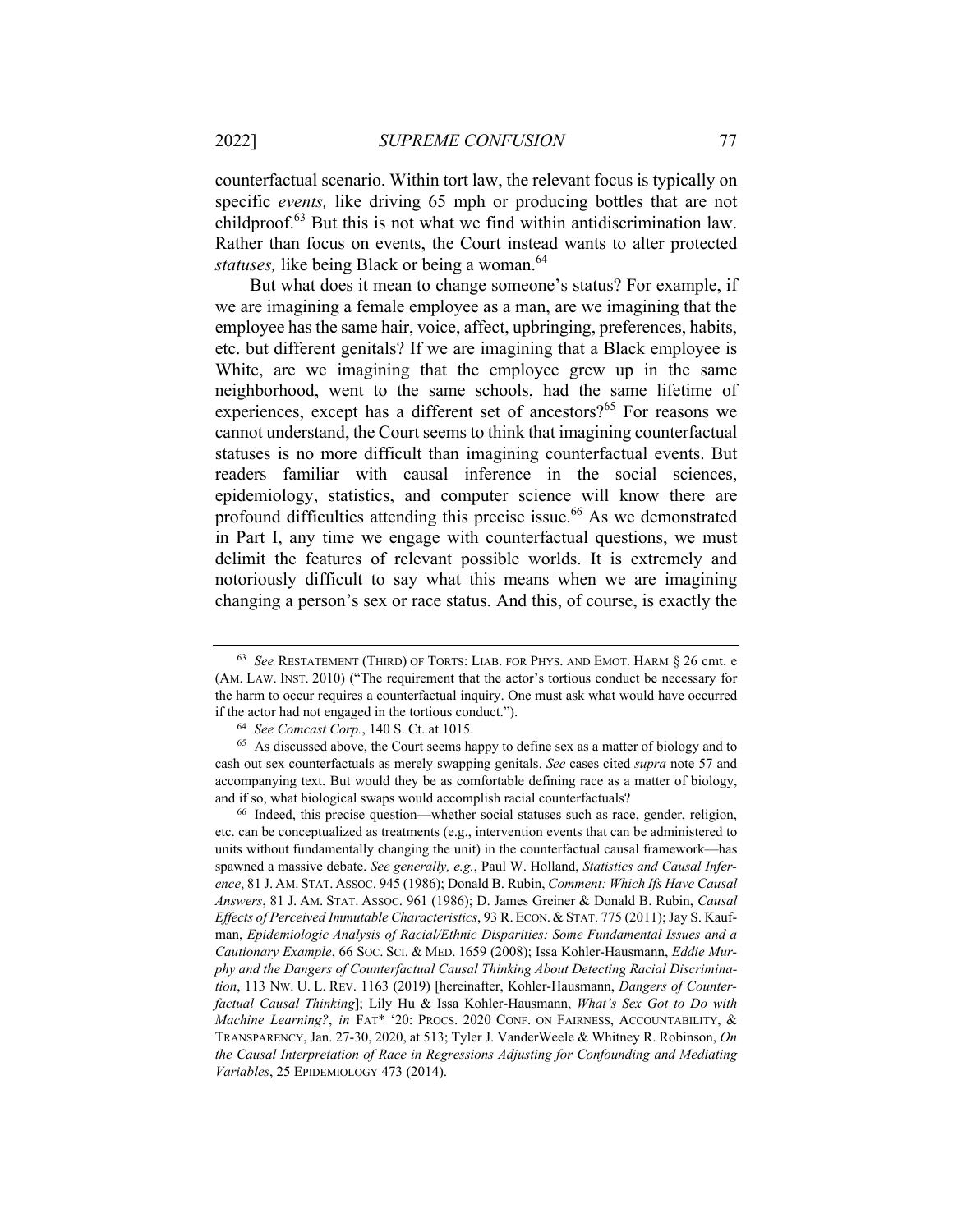counterfactual scenario. Within tort law, the relevant focus is typically on specific *events,* like driving 65 mph or producing bottles that are not childproof.[63] But this is not what we find within antidiscrimination law. Rather than focus on events, the Court instead wants to alter protected *statuses,* like being Black or being a woman.[64]

But what does it mean to change someone's status? For example, if we are imagining a female employee as a man, are we imagining that the employee has the same hair, voice, affect, upbringing, preferences, habits, etc. but different genitals? If we are imagining that a Black employee is White, are we imagining that the employee grew up in the same neighborhood, went to the same schools, had the same lifetime of experiences, except has a different set of ancestors?[65] For reasons we cannot understand, the Court seems to think that imagining counterfactual statuses is no more difficult than imagining counterfactual events. But readers familiar with causal inference in the social sciences, epidemiology, statistics, and computer science will know there are profound difficulties attending this precise issue.[66] As we demonstrated in Part I, any time we engage with counterfactual questions, we must delimit the features of relevant possible worlds. It is extremely and notoriously difficult to say what this means when we are imagining changing a person's sex or race status. And this, of course, is exactly the

---

[63] *See* RESTATEMENT (THIRD) OF TORTS: LIAB. FOR PHYS. AND EMOT. HARM § 26 cmt. e (AM. LAW. INST. 2010) ("The requirement that the actor's tortious conduct be necessary for the harm to occur requires a counterfactual inquiry. One must ask what would have occurred if the actor had not engaged in the tortious conduct.").

[64] *See Comcast Corp.*, 140 S. Ct. at 1015.

[65] As discussed above, the Court seems happy to define sex as a matter of biology and to cash out sex counterfactuals as merely swapping genitals. *See* cases cited *supra* note 57 and accompanying text. But would they be as comfortable defining race as a matter of biology, and if so, what biological swaps would accomplish racial counterfactuals?

[66] Indeed, this precise question—whether social statuses such as race, gender, religion, etc. can be conceptualized as treatments (e.g., intervention events that can be administered to units without fundamentally changing the unit) in the counterfactual causal framework—has spawned a massive debate. *See generally, e.g.*, Paul W. Holland, *Statistics and Causal Inference*, 81 J. AM. STAT. ASSOC. 945 (1986); Donald B. Rubin, *Comment: Which Ifs Have Causal Answers*, 81 J. AM. STAT. ASSOC. 961 (1986); D. James Greiner & Donald B. Rubin, *Causal Effects of Perceived Immutable Characteristics*, 93 R. ECON. & STAT. 775 (2011); Jay S. Kaufman, *Epidemiologic Analysis of Racial/Ethnic Disparities: Some Fundamental Issues and a Cautionary Example*, 66 SOC. SCI. & MED. 1659 (2008); Issa Kohler-Hausmann, *Eddie Murphy and the Dangers of Counterfactual Causal Thinking About Detecting Racial Discrimination*, 113 NW. U. L. REV. 1163 (2019) [hereinafter, Kohler-Hausmann, *Dangers of Counterfactual Causal Thinking*]; Lily Hu & Issa Kohler-Hausmann, *What's Sex Got to Do with Machine Learning?*, *in* FAT* '20: PROCS. 2020 CONF. ON FAIRNESS, ACCOUNTABILITY, & TRANSPARENCY, Jan. 27-30, 2020, at 513; Tyler J. VanderWeele & Whitney R. Robinson, *On the Causal Interpretation of Race in Regressions Adjusting for Confounding and Mediating Variables*, 25 EPIDEMIOLOGY 473 (2014).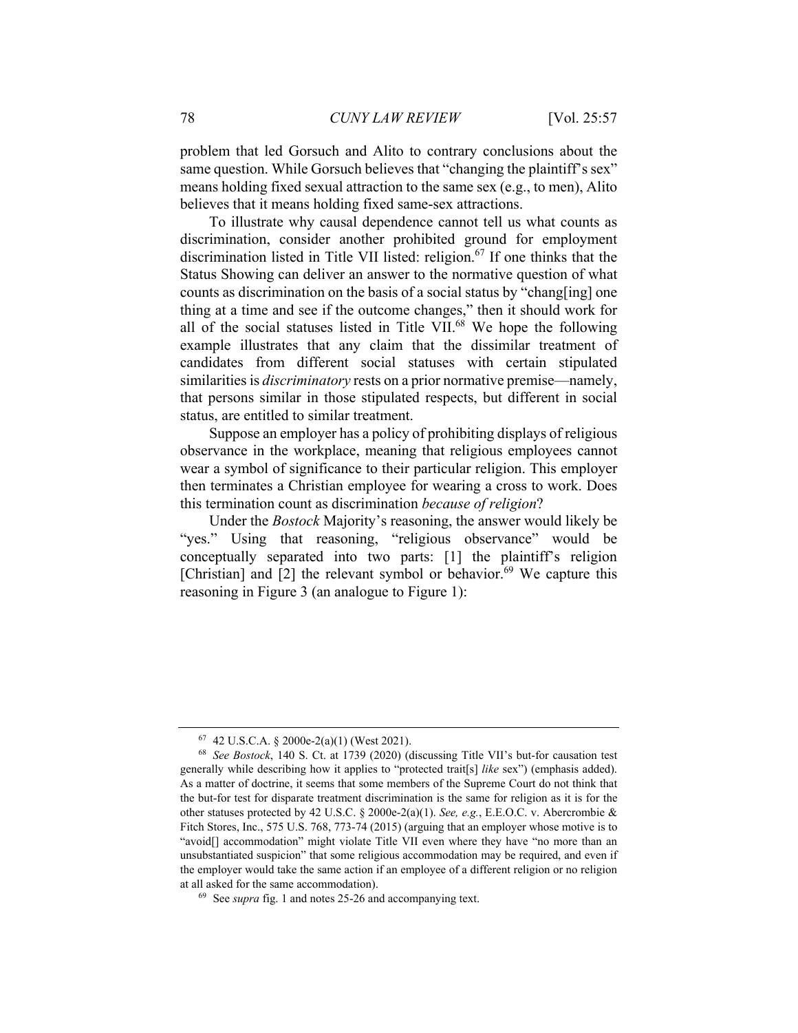problem that led Gorsuch and Alito to contrary conclusions about the same question. While Gorsuch believes that "changing the plaintiff's sex" means holding fixed sexual attraction to the same sex (e.g., to men), Alito believes that it means holding fixed same-sex attractions.

To illustrate why causal dependence cannot tell us what counts as discrimination, consider another prohibited ground for employment discrimination listed in Title VII listed: religion.[67] If one thinks that the Status Showing can deliver an answer to the normative question of what counts as discrimination on the basis of a social status by "chang[ing] one thing at a time and see if the outcome changes," then it should work for all of the social statuses listed in Title VII.[68] We hope the following example illustrates that any claim that the dissimilar treatment of candidates from different social statuses with certain stipulated similarities is *discriminatory* rests on a prior normative premise—namely, that persons similar in those stipulated respects, but different in social status, are entitled to similar treatment.

Suppose an employer has a policy of prohibiting displays of religious observance in the workplace, meaning that religious employees cannot wear a symbol of significance to their particular religion. This employer then terminates a Christian employee for wearing a cross to work. Does this termination count as discrimination *because of religion*?

Under the *Bostock* Majority's reasoning, the answer would likely be "yes." Using that reasoning, "religious observance" would be conceptually separated into two parts: [1] the plaintiff's religion [Christian] and [2] the relevant symbol or behavior.[69] We capture this reasoning in Figure 3 (an analogue to Figure 1):

---

[67] 42 U.S.C.A. § 2000e-2(a)(1) (West 2021).

[68] *See Bostock*, 140 S. Ct. at 1739 (2020) (discussing Title VII's but-for causation test generally while describing how it applies to "protected trait[s] *like* sex") (emphasis added). As a matter of doctrine, it seems that some members of the Supreme Court do not think that the but-for test for disparate treatment discrimination is the same for religion as it is for the other statuses protected by 42 U.S.C. § 2000e-2(a)(1). *See, e.g.*, E.E.O.C. v. Abercrombie & Fitch Stores, Inc., 575 U.S. 768, 773-74 (2015) (arguing that an employer whose motive is to "avoid[] accommodation" might violate Title VII even where they have "no more than an unsubstantiated suspicion" that some religious accommodation may be required, and even if the employer would take the same action if an employee of a different religion or no religion at all asked for the same accommodation).

[69] See *supra* fig. 1 and notes 25-26 and accompanying text.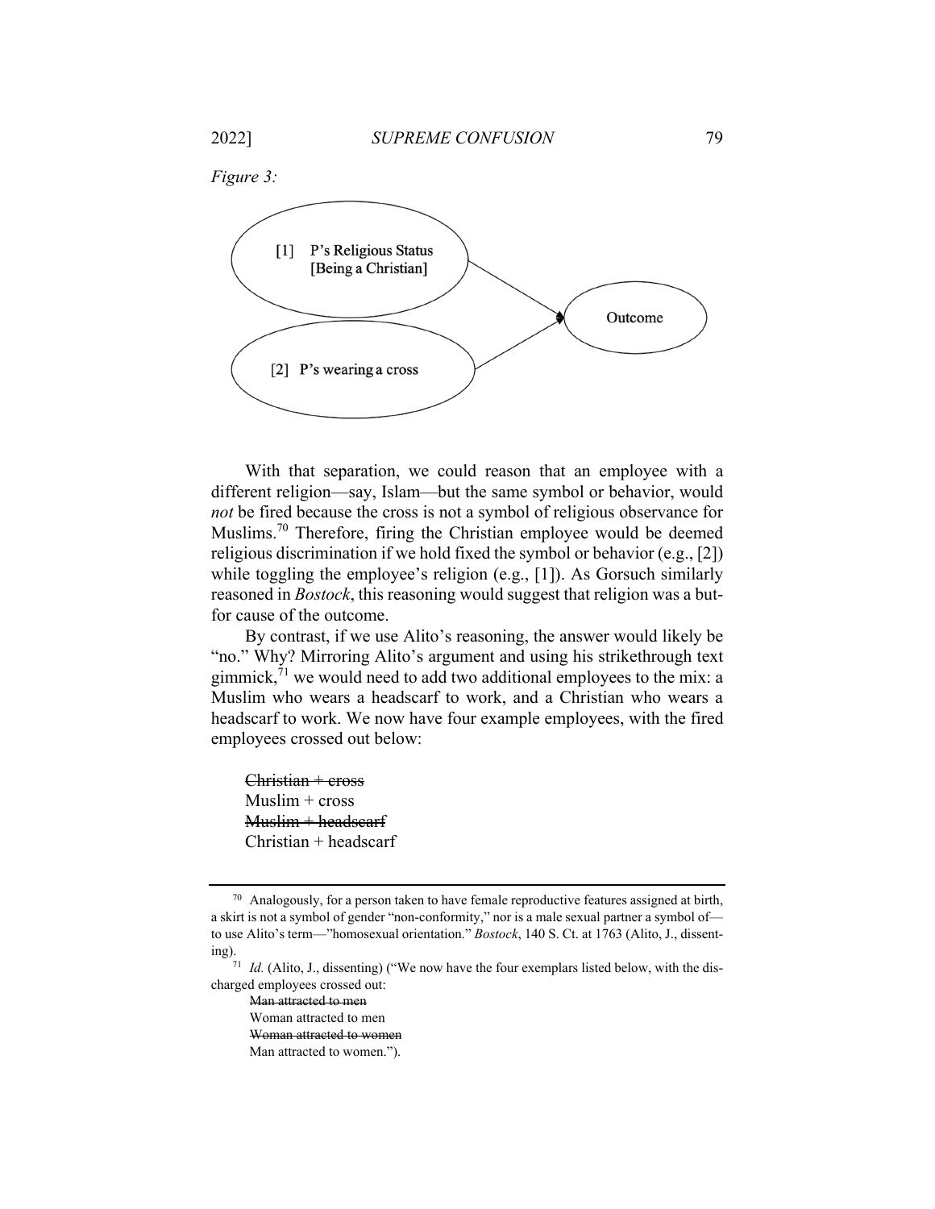*Figure 3:*

With that separation, we could reason that an employee with a different religion—say, Islam—but the same symbol or behavior, would *not* be fired because the cross is not a symbol of religious observance for Muslims.[70] Therefore, firing the Christian employee would be deemed religious discrimination if we hold fixed the symbol or behavior (e.g., [2]) while toggling the employee's religion (e.g., [1]). As Gorsuch similarly reasoned in *Bostock*, this reasoning would suggest that religion was a but-for cause of the outcome.

By contrast, if we use Alito's reasoning, the answer would likely be "no." Why? Mirroring Alito's argument and using his strikethrough text gimmick,[71] we would need to add two additional employees to the mix: a Muslim who wears a headscarf to work, and a Christian who wears a headscarf to work. We now have four example employees, with the fired employees crossed out below:

~~Christian + cross~~
Muslim + cross
~~Muslim + headscarf~~
Christian + headscarf

---

[70] Analogously, for a person taken to have female reproductive features assigned at birth, a skirt is not a symbol of gender "non-conformity," nor is a male sexual partner a symbol of—to use Alito's term—"homosexual orientation." *Bostock*, 140 S. Ct. at 1763 (Alito, J., dissenting).

[71] *Id.* (Alito, J., dissenting) ("We now have the four exemplars listed below, with the discharged employees crossed out:

~~Man attracted to men~~
Woman attracted to men
~~Woman attracted to women~~
Man attracted to women.").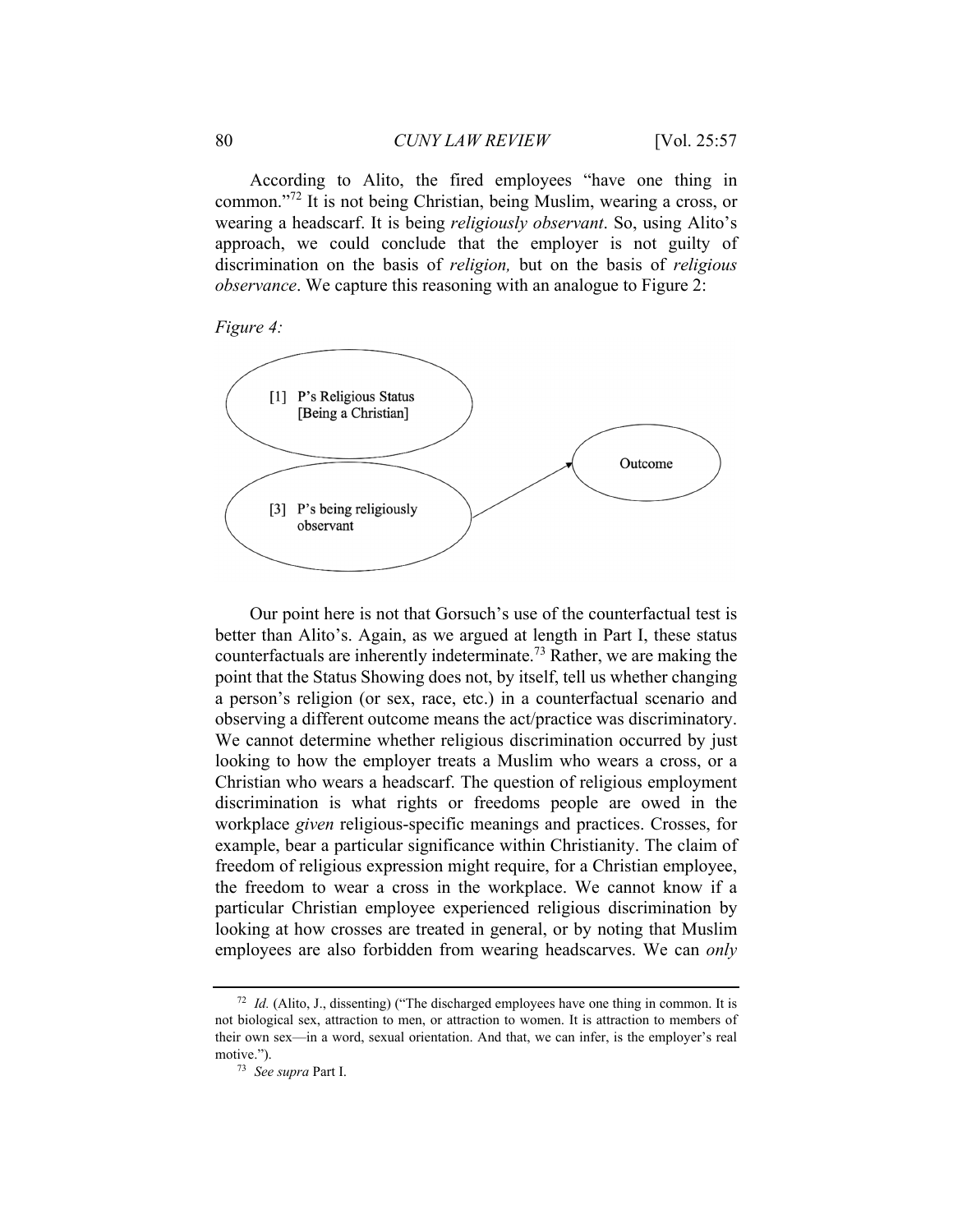According to Alito, the fired employees "have one thing in common."[72] It is not being Christian, being Muslim, wearing a cross, or wearing a headscarf. It is being *religiously observant*. So, using Alito's approach, we could conclude that the employer is not guilty of discrimination on the basis of *religion,* but on the basis of *religious observance*. We capture this reasoning with an analogue to Figure 2:

*Figure 4:*

[1] P's Religious Status [Being a Christian]

[3] P's being religiously observant

Outcome

Our point here is not that Gorsuch's use of the counterfactual test is better than Alito's. Again, as we argued at length in Part I, these status counterfactuals are inherently indeterminate.[73] Rather, we are making the point that the Status Showing does not, by itself, tell us whether changing a person's religion (or sex, race, etc.) in a counterfactual scenario and observing a different outcome means the act/practice was discriminatory. We cannot determine whether religious discrimination occurred by just looking to how the employer treats a Muslim who wears a cross, or a Christian who wears a headscarf. The question of religious employment discrimination is what rights or freedoms people are owed in the workplace *given* religious-specific meanings and practices. Crosses, for example, bear a particular significance within Christianity. The claim of freedom of religious expression might require, for a Christian employee, the freedom to wear a cross in the workplace. We cannot know if a particular Christian employee experienced religious discrimination by looking at how crosses are treated in general, or by noting that Muslim employees are also forbidden from wearing headscarves. We can *only*

---

[72] *Id.* (Alito, J., dissenting) ("The discharged employees have one thing in common. It is not biological sex, attraction to men, or attraction to women. It is attraction to members of their own sex—in a word, sexual orientation. And that, we can infer, is the employer's real motive.").

[73] *See supra* Part I.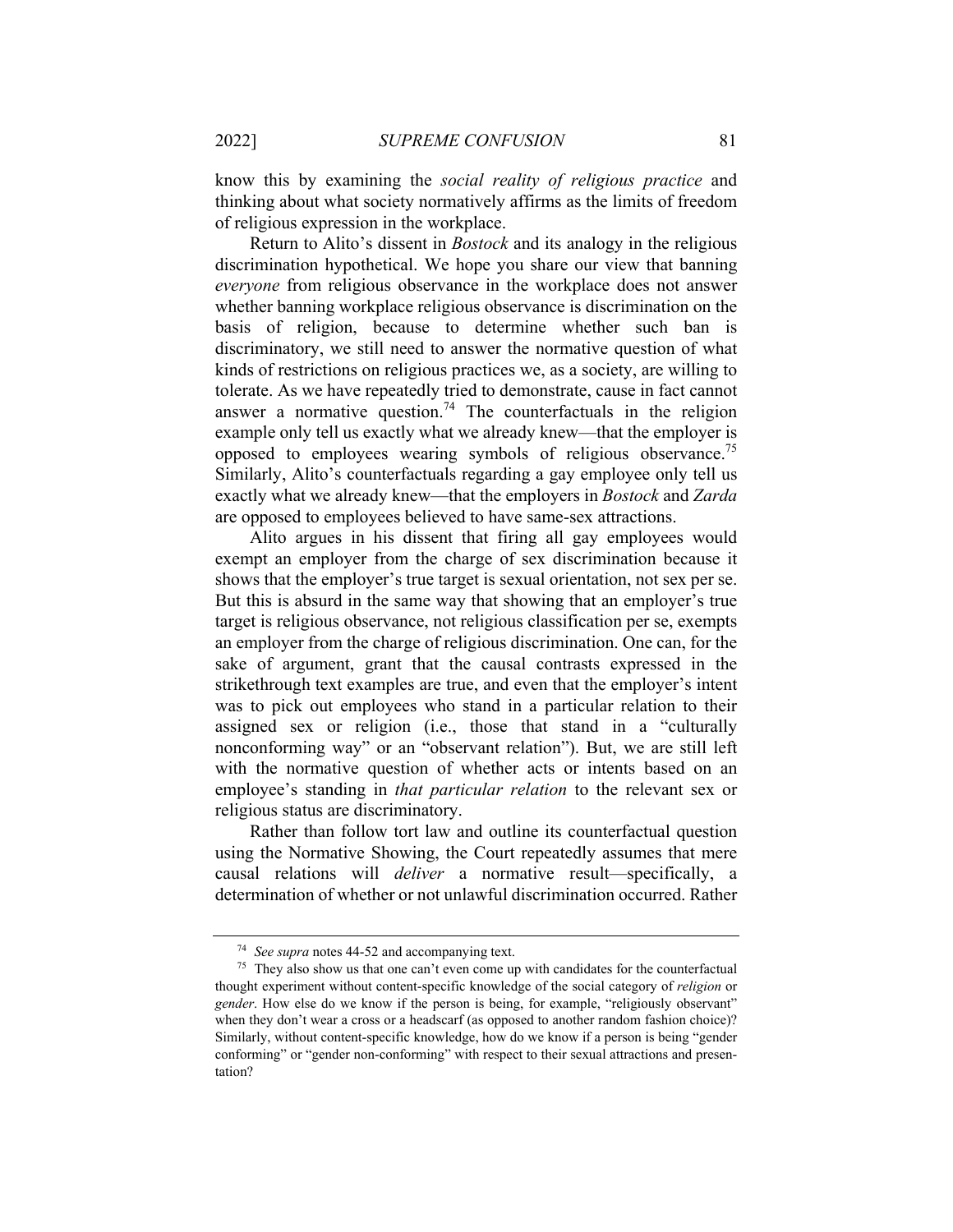know this by examining the *social reality of religious practice* and thinking about what society normatively affirms as the limits of freedom of religious expression in the workplace.

Return to Alito's dissent in *Bostock* and its analogy in the religious discrimination hypothetical. We hope you share our view that banning *everyone* from religious observance in the workplace does not answer whether banning workplace religious observance is discrimination on the basis of religion, because to determine whether such ban is discriminatory, we still need to answer the normative question of what kinds of restrictions on religious practices we, as a society, are willing to tolerate. As we have repeatedly tried to demonstrate, cause in fact cannot answer a normative question.[74] The counterfactuals in the religion example only tell us exactly what we already knew—that the employer is opposed to employees wearing symbols of religious observance.[75] Similarly, Alito's counterfactuals regarding a gay employee only tell us exactly what we already knew—that the employers in *Bostock* and *Zarda* are opposed to employees believed to have same-sex attractions.

Alito argues in his dissent that firing all gay employees would exempt an employer from the charge of sex discrimination because it shows that the employer's true target is sexual orientation, not sex per se. But this is absurd in the same way that showing that an employer's true target is religious observance, not religious classification per se, exempts an employer from the charge of religious discrimination. One can, for the sake of argument, grant that the causal contrasts expressed in the strikethrough text examples are true, and even that the employer's intent was to pick out employees who stand in a particular relation to their assigned sex or religion (i.e., those that stand in a "culturally nonconforming way" or an "observant relation"). But, we are still left with the normative question of whether acts or intents based on an employee's standing in *that particular relation* to the relevant sex or religious status are discriminatory.

Rather than follow tort law and outline its counterfactual question using the Normative Showing, the Court repeatedly assumes that mere causal relations will *deliver* a normative result—specifically, a determination of whether or not unlawful discrimination occurred. Rather

---

[74] *See supra* notes 44-52 and accompanying text.

[75] They also show us that one can't even come up with candidates for the counterfactual thought experiment without content-specific knowledge of the social category of *religion* or *gender*. How else do we know if the person is being, for example, "religiously observant" when they don't wear a cross or a headscarf (as opposed to another random fashion choice)? Similarly, without content-specific knowledge, how do we know if a person is being "gender conforming" or "gender non-conforming" with respect to their sexual attractions and presentation?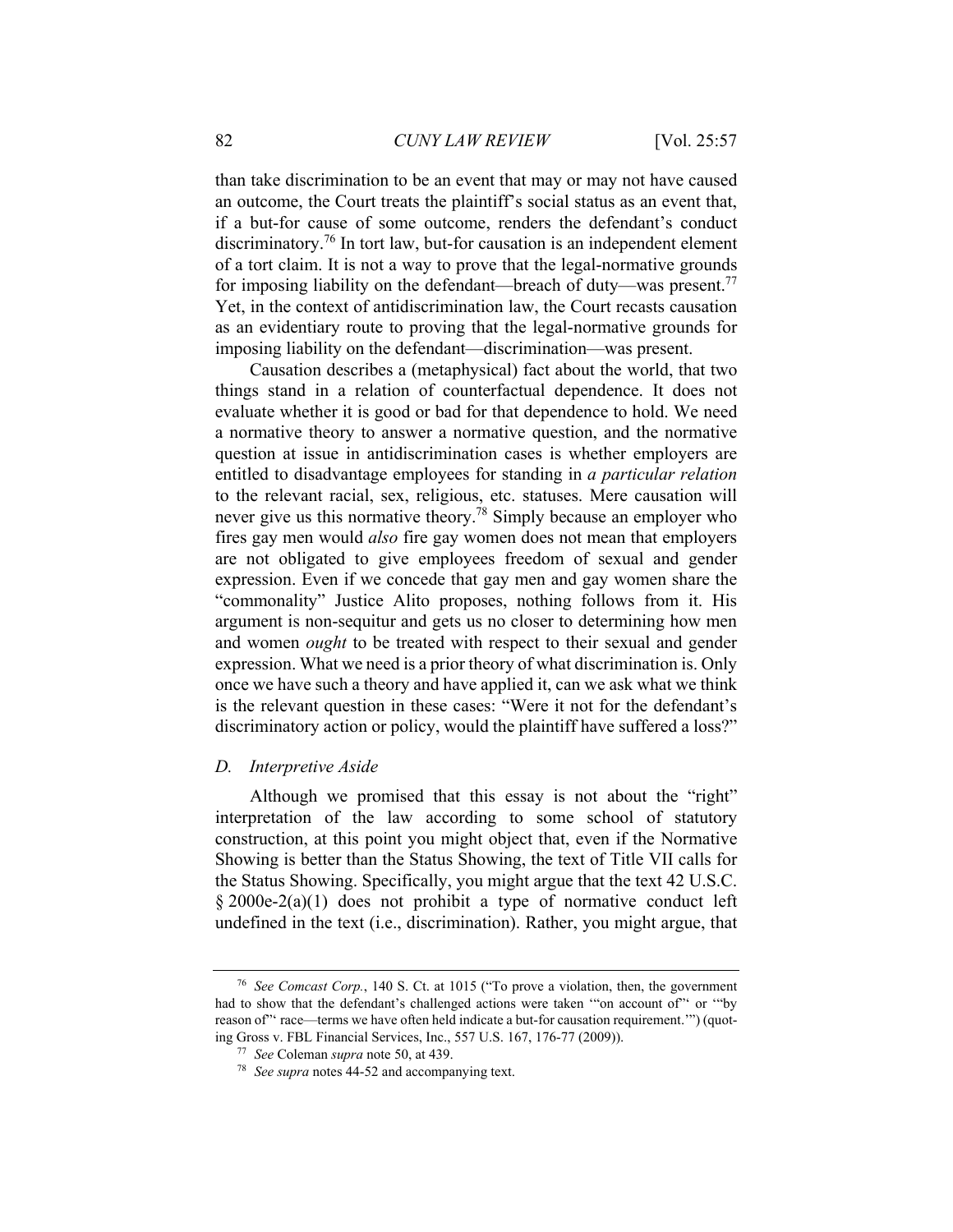than take discrimination to be an event that may or may not have caused an outcome, the Court treats the plaintiff's social status as an event that, if a but-for cause of some outcome, renders the defendant's conduct discriminatory.[76] In tort law, but-for causation is an independent element of a tort claim. It is not a way to prove that the legal-normative grounds for imposing liability on the defendant—breach of duty—was present.[77] Yet, in the context of antidiscrimination law, the Court recasts causation as an evidentiary route to proving that the legal-normative grounds for imposing liability on the defendant—discrimination—was present.

Causation describes a (metaphysical) fact about the world, that two things stand in a relation of counterfactual dependence. It does not evaluate whether it is good or bad for that dependence to hold. We need a normative theory to answer a normative question, and the normative question at issue in antidiscrimination cases is whether employers are entitled to disadvantage employees for standing in *a particular relation* to the relevant racial, sex, religious, etc. statuses. Mere causation will never give us this normative theory.[78] Simply because an employer who fires gay men would *also* fire gay women does not mean that employers are not obligated to give employees freedom of sexual and gender expression. Even if we concede that gay men and gay women share the "commonality" Justice Alito proposes, nothing follows from it. His argument is non-sequitur and gets us no closer to determining how men and women *ought* to be treated with respect to their sexual and gender expression. What we need is a prior theory of what discrimination is. Only once we have such a theory and have applied it, can we ask what we think is the relevant question in these cases: "Were it not for the defendant's discriminatory action or policy, would the plaintiff have suffered a loss?"

### D. *Interpretive Aside*

Although we promised that this essay is not about the "right" interpretation of the law according to some school of statutory construction, at this point you might object that, even if the Normative Showing is better than the Status Showing, the text of Title VII calls for the Status Showing. Specifically, you might argue that the text 42 U.S.C. § 2000e-2(a)(1) does not prohibit a type of normative conduct left undefined in the text (i.e., discrimination). Rather, you might argue, that

---

[76] *See Comcast Corp.*, 140 S. Ct. at 1015 ("To prove a violation, then, the government had to show that the defendant's challenged actions were taken '"on account of"' or '"by reason of"' race—terms we have often held indicate a but-for causation requirement.'") (quoting Gross v. FBL Financial Services, Inc., 557 U.S. 167, 176-77 (2009)).

[77] *See* Coleman *supra* note 50, at 439.

[78] *See supra* notes 44-52 and accompanying text.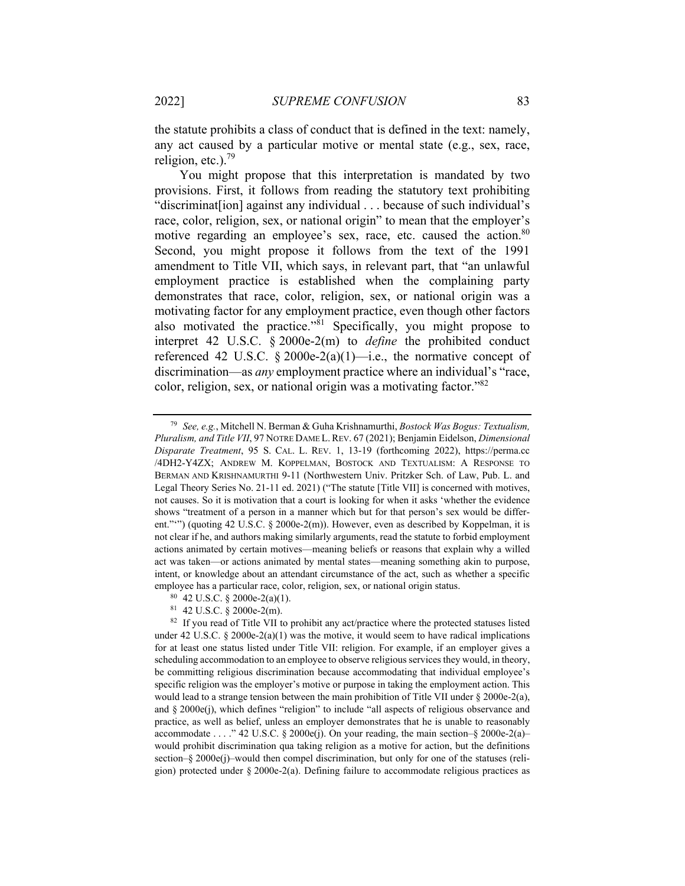the statute prohibits a class of conduct that is defined in the text: namely, any act caused by a particular motive or mental state (e.g., sex, race, religion, etc.).[79]

You might propose that this interpretation is mandated by two provisions. First, it follows from reading the statutory text prohibiting "discriminat[ion] against any individual . . . because of such individual's race, color, religion, sex, or national origin" to mean that the employer's motive regarding an employee's sex, race, etc. caused the action.[80] Second, you might propose it follows from the text of the 1991 amendment to Title VII, which says, in relevant part, that "an unlawful employment practice is established when the complaining party demonstrates that race, color, religion, sex, or national origin was a motivating factor for any employment practice, even though other factors also motivated the practice."[81] Specifically, you might propose to interpret 42 U.S.C. § 2000e-2(m) to *define* the prohibited conduct referenced 42 U.S.C. § 2000e-2(a)(1)—i.e., the normative concept of discrimination—as *any* employment practice where an individual's "race, color, religion, sex, or national origin was a motivating factor."[82]

---

[79] *See, e.g.*, Mitchell N. Berman & Guha Krishnamurthi, *Bostock Was Bogus: Textualism, Pluralism, and Title VII*, 97 NOTRE DAME L. REV. 67 (2021); Benjamin Eidelson, *Dimensional Disparate Treatment*, 95 S. CAL. L. REV. 1, 13-19 (forthcoming 2022), https://perma.cc/4DH2-Y4ZX; ANDREW M. KOPPELMAN, BOSTOCK AND TEXTUALISM: A RESPONSE TO BERMAN AND KRISHNAMURTHI 9-11 (Northwestern Univ. Pritzker Sch. of Law, Pub. L. and Legal Theory Series No. 21-11 ed. 2021) ("The statute [Title VII] is concerned with motives, not causes. So it is motivation that a court is looking for when it asks 'whether the evidence shows "treatment of a person in a manner which but for that person's sex would be different."'") (quoting 42 U.S.C. § 2000e-2(m)). However, even as described by Koppelman, it is not clear if he, and authors making similarly arguments, read the statute to forbid employment actions animated by certain motives—meaning beliefs or reasons that explain why a willed act was taken—or actions animated by mental states—meaning something akin to purpose, intent, or knowledge about an attendant circumstance of the act, such as whether a specific employee has a particular race, color, religion, sex, or national origin status.

[80] 42 U.S.C. § 2000e-2(a)(1).

[81] 42 U.S.C. § 2000e-2(m).

[82] If you read of Title VII to prohibit any act/practice where the protected statuses listed under 42 U.S.C. § 2000e-2(a)(1) was the motive, it would seem to have radical implications for at least one status listed under Title VII: religion. For example, if an employer gives a scheduling accommodation to an employee to observe religious services they would, in theory, be committing religious discrimination because accommodating that individual employee's specific religion was the employer's motive or purpose in taking the employment action. This would lead to a strange tension between the main prohibition of Title VII under § 2000e-2(a), and § 2000e(j), which defines "religion" to include "all aspects of religious observance and practice, as well as belief, unless an employer demonstrates that he is unable to reasonably accommodate . . . ." 42 U.S.C. § 2000e(j). On your reading, the main section–§ 2000e-2(a)–would prohibit discrimination qua taking religion as a motive for action, but the definitions section–§ 2000e(j)–would then compel discrimination, but only for one of the statuses (religion) protected under § 2000e-2(a). Defining failure to accommodate religious practices as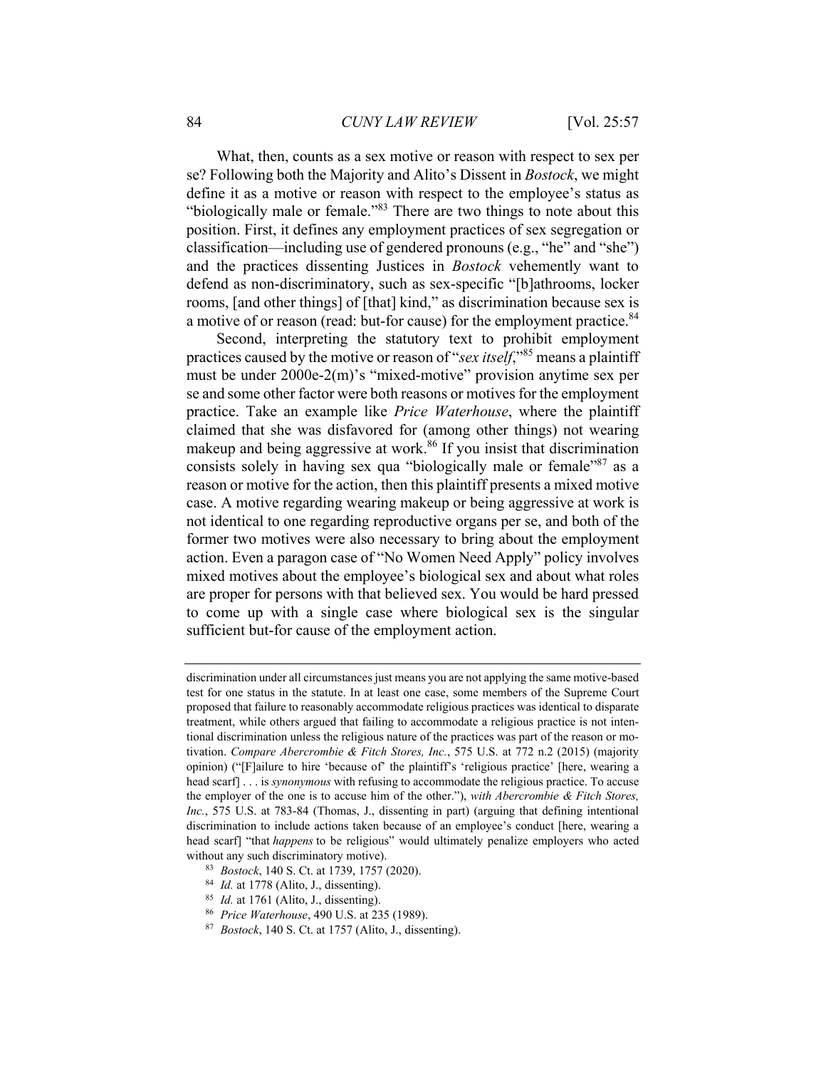What, then, counts as a sex motive or reason with respect to sex per se? Following both the Majority and Alito's Dissent in *Bostock*, we might define it as a motive or reason with respect to the employee's status as "biologically male or female."[83] There are two things to note about this position. First, it defines any employment practices of sex segregation or classification—including use of gendered pronouns (e.g., "he" and "she") and the practices dissenting Justices in *Bostock* vehemently want to defend as non-discriminatory, such as sex-specific "[b]athrooms, locker rooms, [and other things] of [that] kind," as discrimination because sex is a motive of or reason (read: but-for cause) for the employment practice.[84]

Second, interpreting the statutory text to prohibit employment practices caused by the motive or reason of "*sex itself*,"[85] means a plaintiff must be under 2000e-2(m)'s "mixed-motive" provision anytime sex per se and some other factor were both reasons or motives for the employment practice. Take an example like *Price Waterhouse*, where the plaintiff claimed that she was disfavored for (among other things) not wearing makeup and being aggressive at work.[86] If you insist that discrimination consists solely in having sex qua "biologically male or female"[87] as a reason or motive for the action, then this plaintiff presents a mixed motive case. A motive regarding wearing makeup or being aggressive at work is not identical to one regarding reproductive organs per se, and both of the former two motives were also necessary to bring about the employment action. Even a paragon case of "No Women Need Apply" policy involves mixed motives about the employee's biological sex and about what roles are proper for persons with that believed sex. You would be hard pressed to come up with a single case where biological sex is the singular sufficient but-for cause of the employment action.

---

discrimination under all circumstances just means you are not applying the same motive-based test for one status in the statute. In at least one case, some members of the Supreme Court proposed that failure to reasonably accommodate religious practices was identical to disparate treatment, while others argued that failing to accommodate a religious practice is not intentional discrimination unless the religious nature of the practices was part of the reason or motivation. *Compare Abercrombie & Fitch Stores, Inc.*, 575 U.S. at 772 n.2 (2015) (majority opinion) ("[F]ailure to hire 'because of' the plaintiff's 'religious practice' [here, wearing a head scarf] . . . is *synonymous* with refusing to accommodate the religious practice. To accuse the employer of the one is to accuse him of the other."), *with Abercrombie & Fitch Stores, Inc.*, 575 U.S. at 783-84 (Thomas, J., dissenting in part) (arguing that defining intentional discrimination to include actions taken because of an employee's conduct [here, wearing a head scarf] "that *happens* to be religious" would ultimately penalize employers who acted without any such discriminatory motive).

[83] *Bostock*, 140 S. Ct. at 1739, 1757 (2020).

[84] *Id.* at 1778 (Alito, J., dissenting).

[85] *Id.* at 1761 (Alito, J., dissenting).

[86] *Price Waterhouse*, 490 U.S. at 235 (1989).

[87] *Bostock*, 140 S. Ct. at 1757 (Alito, J., dissenting).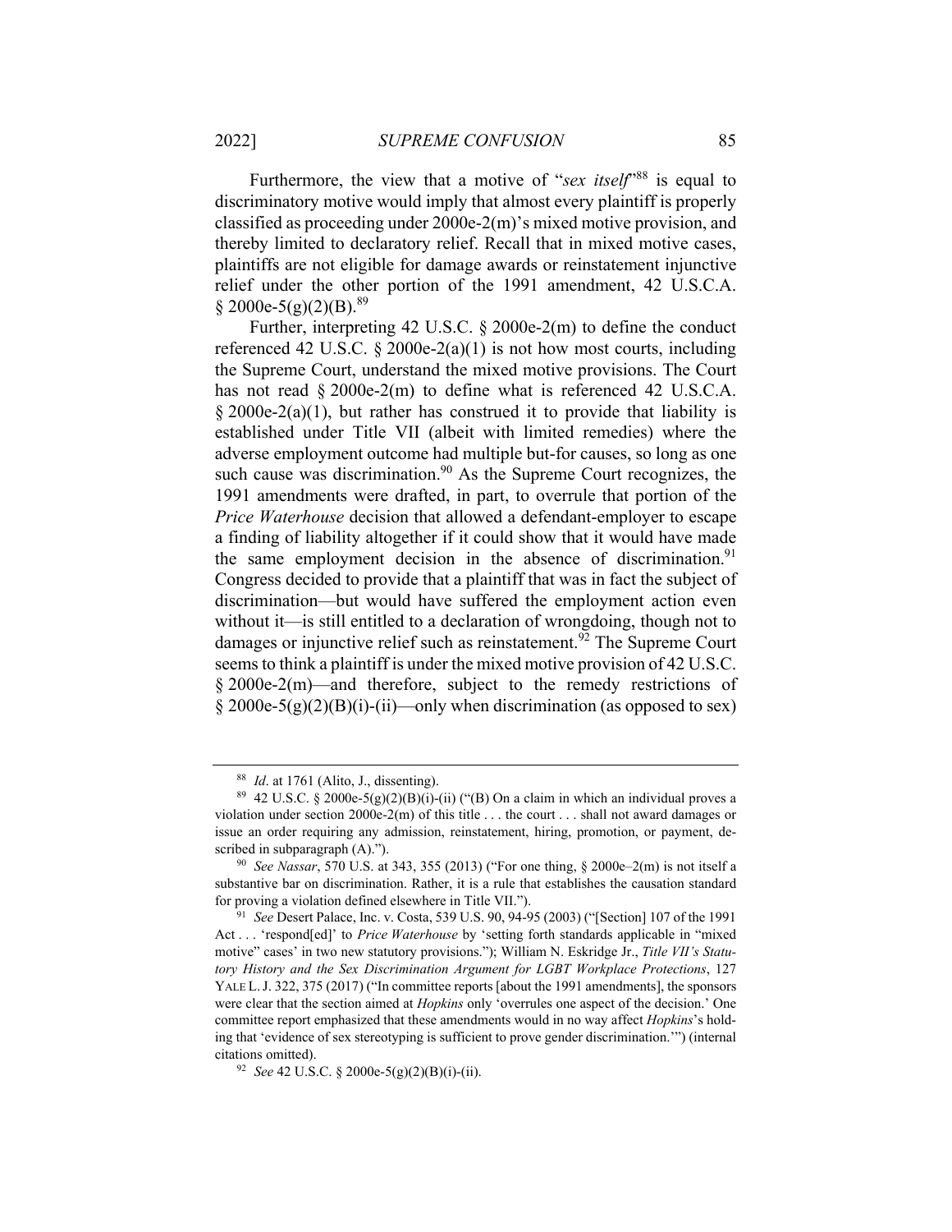Furthermore, the view that a motive of "*sex itself*"[88] is equal to discriminatory motive would imply that almost every plaintiff is properly classified as proceeding under 2000e-2(m)'s mixed motive provision, and thereby limited to declaratory relief. Recall that in mixed motive cases, plaintiffs are not eligible for damage awards or reinstatement injunctive relief under the other portion of the 1991 amendment, 42 U.S.C.A. § 2000e-5(g)(2)(B).[89]

Further, interpreting 42 U.S.C. § 2000e-2(m) to define the conduct referenced 42 U.S.C. § 2000e-2(a)(1) is not how most courts, including the Supreme Court, understand the mixed motive provisions. The Court has not read § 2000e-2(m) to define what is referenced 42 U.S.C.A. § 2000e-2(a)(1), but rather has construed it to provide that liability is established under Title VII (albeit with limited remedies) where the adverse employment outcome had multiple but-for causes, so long as one such cause was discrimination.[90] As the Supreme Court recognizes, the 1991 amendments were drafted, in part, to overrule that portion of the *Price Waterhouse* decision that allowed a defendant-employer to escape a finding of liability altogether if it could show that it would have made the same employment decision in the absence of discrimination.[91] Congress decided to provide that a plaintiff that was in fact the subject of discrimination—but would have suffered the employment action even without it—is still entitled to a declaration of wrongdoing, though not to damages or injunctive relief such as reinstatement.[92] The Supreme Court seems to think a plaintiff is under the mixed motive provision of 42 U.S.C. § 2000e-2(m)—and therefore, subject to the remedy restrictions of § 2000e-5(g)(2)(B)(i)-(ii)—only when discrimination (as opposed to sex)

---

[88] *Id*. at 1761 (Alito, J., dissenting).

[89] 42 U.S.C. § 2000e-5(g)(2)(B)(i)-(ii) ("(B) On a claim in which an individual proves a violation under section 2000e-2(m) of this title . . . the court . . . shall not award damages or issue an order requiring any admission, reinstatement, hiring, promotion, or payment, described in subparagraph (A).").

[90] *See Nassar*, 570 U.S. at 343, 355 (2013) ("For one thing, § 2000e–2(m) is not itself a substantive bar on discrimination. Rather, it is a rule that establishes the causation standard for proving a violation defined elsewhere in Title VII.").

[91] *See* Desert Palace, Inc. v. Costa, 539 U.S. 90, 94-95 (2003) ("[Section] 107 of the 1991 Act . . . 'respond[ed]' to *Price Waterhouse* by 'setting forth standards applicable in "mixed motive" cases' in two new statutory provisions."); William N. Eskridge Jr., *Title VII's Statutory History and the Sex Discrimination Argument for LGBT Workplace Protections*, 127 YALE L. J. 322, 375 (2017) ("In committee reports [about the 1991 amendments], the sponsors were clear that the section aimed at *Hopkins* only 'overrules one aspect of the decision.' One committee report emphasized that these amendments would in no way affect *Hopkins*'s holding that 'evidence of sex stereotyping is sufficient to prove gender discrimination.'") (internal citations omitted).

[92] *See* 42 U.S.C. § 2000e-5(g)(2)(B)(i)-(ii).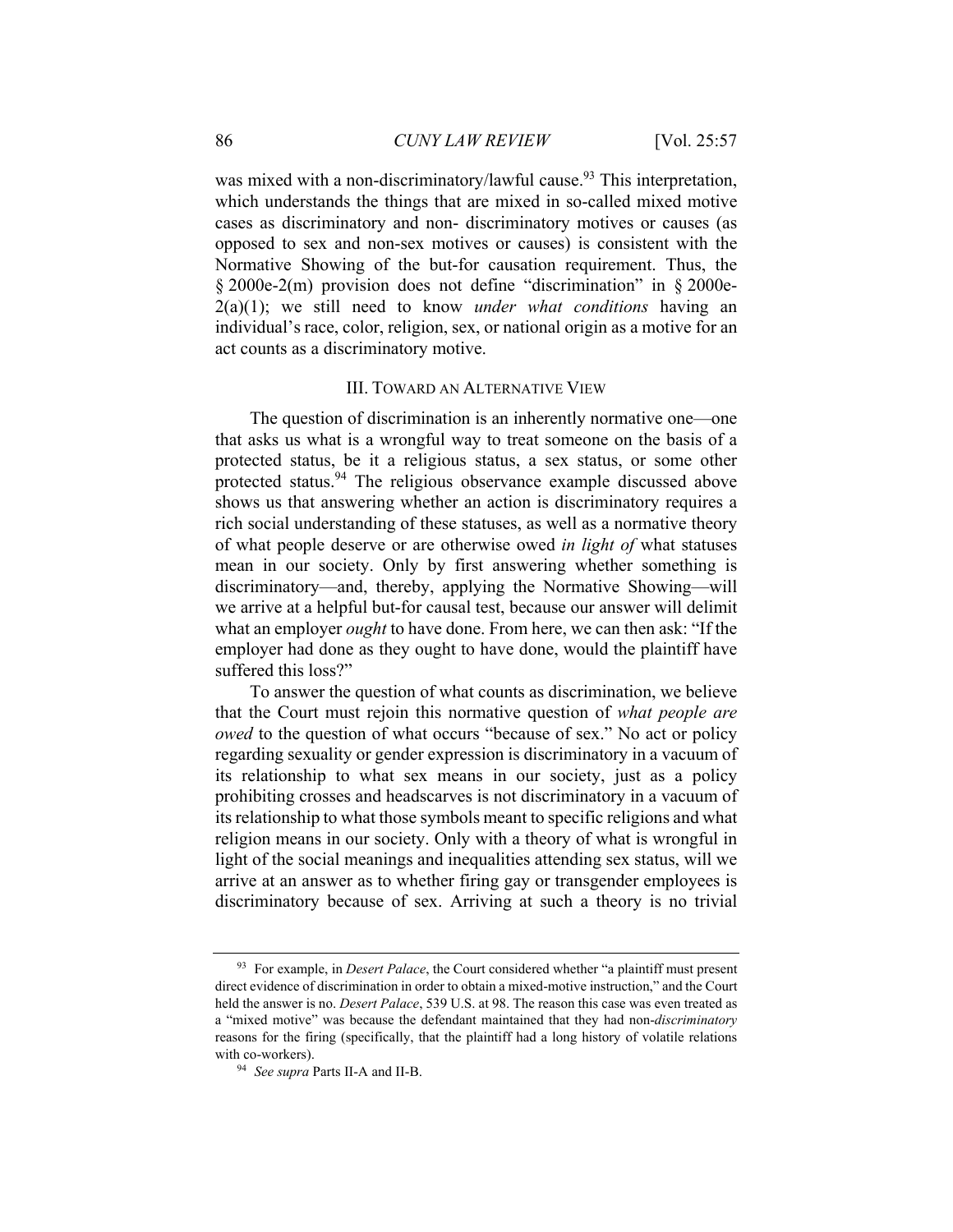was mixed with a non-discriminatory/lawful cause.[93] This interpretation, which understands the things that are mixed in so-called mixed motive cases as discriminatory and non- discriminatory motives or causes (as opposed to sex and non-sex motives or causes) is consistent with the Normative Showing of the but-for causation requirement. Thus, the § 2000e-2(m) provision does not define "discrimination" in § 2000e-2(a)(1); we still need to know *under what conditions* having an individual's race, color, religion, sex, or national origin as a motive for an act counts as a discriminatory motive.

## III. Toward an Alternative View

The question of discrimination is an inherently normative one—one that asks us what is a wrongful way to treat someone on the basis of a protected status, be it a religious status, a sex status, or some other protected status.[94] The religious observance example discussed above shows us that answering whether an action is discriminatory requires a rich social understanding of these statuses, as well as a normative theory of what people deserve or are otherwise owed *in light of* what statuses mean in our society. Only by first answering whether something is discriminatory—and, thereby, applying the Normative Showing—will we arrive at a helpful but-for causal test, because our answer will delimit what an employer *ought* to have done. From here, we can then ask: "If the employer had done as they ought to have done, would the plaintiff have suffered this loss?"

To answer the question of what counts as discrimination, we believe that the Court must rejoin this normative question of *what people are owed* to the question of what occurs "because of sex." No act or policy regarding sexuality or gender expression is discriminatory in a vacuum of its relationship to what sex means in our society, just as a policy prohibiting crosses and headscarves is not discriminatory in a vacuum of its relationship to what those symbols meant to specific religions and what religion means in our society. Only with a theory of what is wrongful in light of the social meanings and inequalities attending sex status, will we arrive at an answer as to whether firing gay or transgender employees is discriminatory because of sex. Arriving at such a theory is no trivial

---

[93] For example, in *Desert Palace*, the Court considered whether "a plaintiff must present direct evidence of discrimination in order to obtain a mixed-motive instruction," and the Court held the answer is no. *Desert Palace*, 539 U.S. at 98. The reason this case was even treated as a "mixed motive" was because the defendant maintained that they had non-*discriminatory* reasons for the firing (specifically, that the plaintiff had a long history of volatile relations with co-workers).

[94] *See supra* Parts II-A and II-B.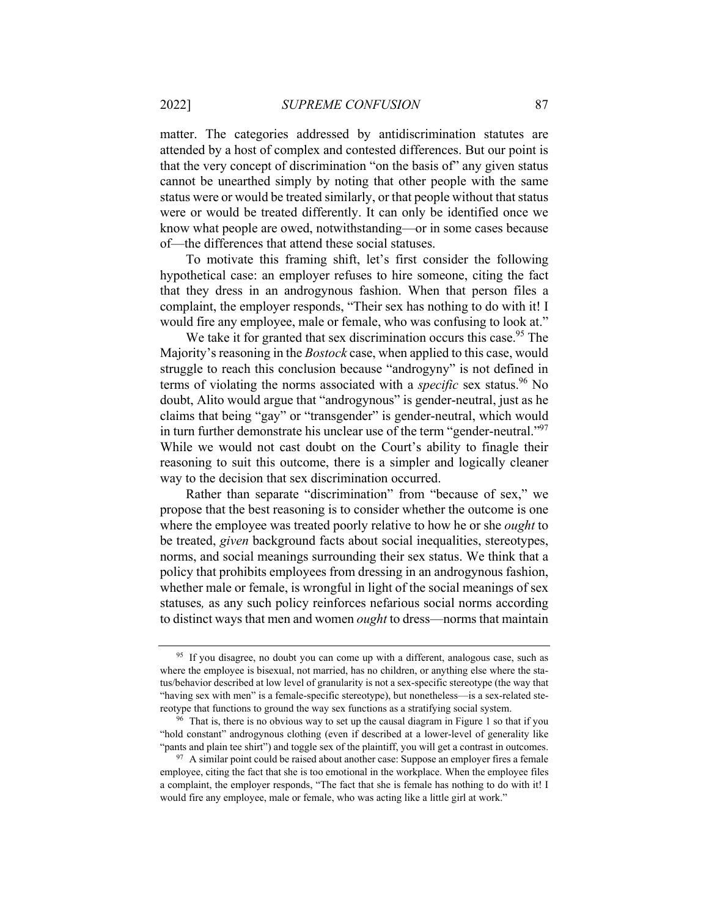matter. The categories addressed by antidiscrimination statutes are attended by a host of complex and contested differences. But our point is that the very concept of discrimination "on the basis of" any given status cannot be unearthed simply by noting that other people with the same status were or would be treated similarly, or that people without that status were or would be treated differently. It can only be identified once we know what people are owed, notwithstanding—or in some cases because of—the differences that attend these social statuses.

To motivate this framing shift, let's first consider the following hypothetical case: an employer refuses to hire someone, citing the fact that they dress in an androgynous fashion. When that person files a complaint, the employer responds, "Their sex has nothing to do with it! I would fire any employee, male or female, who was confusing to look at."

We take it for granted that sex discrimination occurs this case.[95] The Majority's reasoning in the *Bostock* case, when applied to this case, would struggle to reach this conclusion because "androgyny" is not defined in terms of violating the norms associated with a *specific* sex status.[96] No doubt, Alito would argue that "androgynous" is gender-neutral, just as he claims that being "gay" or "transgender" is gender-neutral, which would in turn further demonstrate his unclear use of the term "gender-neutral."[97] While we would not cast doubt on the Court's ability to finagle their reasoning to suit this outcome, there is a simpler and logically cleaner way to the decision that sex discrimination occurred.

Rather than separate "discrimination" from "because of sex," we propose that the best reasoning is to consider whether the outcome is one where the employee was treated poorly relative to how he or she *ought* to be treated, *given* background facts about social inequalities, stereotypes, norms, and social meanings surrounding their sex status. We think that a policy that prohibits employees from dressing in an androgynous fashion, whether male or female, is wrongful in light of the social meanings of sex statuses*,* as any such policy reinforces nefarious social norms according to distinct ways that men and women *ought* to dress—norms that maintain

---

[95] If you disagree, no doubt you can come up with a different, analogous case, such as where the employee is bisexual, not married, has no children, or anything else where the status/behavior described at low level of granularity is not a sex-specific stereotype (the way that "having sex with men" is a female-specific stereotype), but nonetheless—is a sex-related stereotype that functions to ground the way sex functions as a stratifying social system.

[96] That is, there is no obvious way to set up the causal diagram in Figure 1 so that if you "hold constant" androgynous clothing (even if described at a lower-level of generality like "pants and plain tee shirt") and toggle sex of the plaintiff, you will get a contrast in outcomes.

[97] A similar point could be raised about another case: Suppose an employer fires a female employee, citing the fact that she is too emotional in the workplace. When the employee files a complaint, the employer responds, "The fact that she is female has nothing to do with it! I would fire any employee, male or female, who was acting like a little girl at work."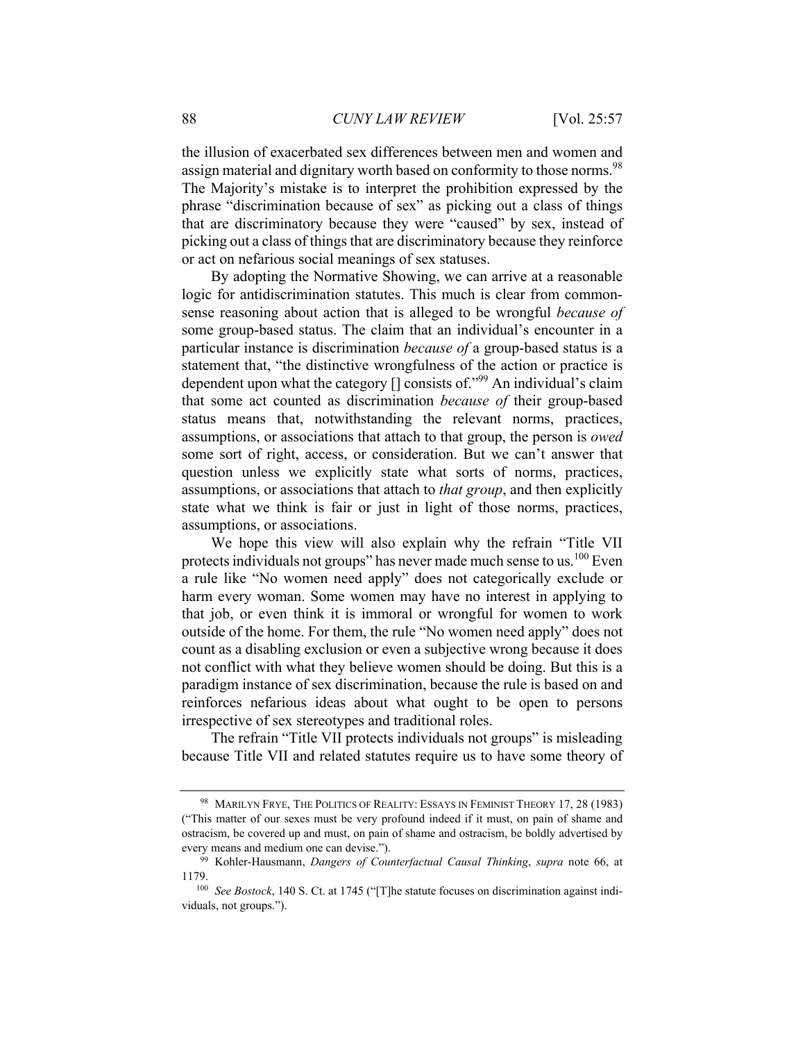the illusion of exacerbated sex differences between men and women and assign material and dignitary worth based on conformity to those norms.[98] The Majority's mistake is to interpret the prohibition expressed by the phrase "discrimination because of sex" as picking out a class of things that are discriminatory because they were "caused" by sex, instead of picking out a class of things that are discriminatory because they reinforce or act on nefarious social meanings of sex statuses.

By adopting the Normative Showing, we can arrive at a reasonable logic for antidiscrimination statutes. This much is clear from commonsense reasoning about action that is alleged to be wrongful *because of* some group-based status. The claim that an individual's encounter in a particular instance is discrimination *because of* a group-based status is a statement that, "the distinctive wrongfulness of the action or practice is dependent upon what the category [] consists of."[99] An individual's claim that some act counted as discrimination *because of* their group-based status means that, notwithstanding the relevant norms, practices, assumptions, or associations that attach to that group, the person is *owed* some sort of right, access, or consideration. But we can't answer that question unless we explicitly state what sorts of norms, practices, assumptions, or associations that attach to *that group*, and then explicitly state what we think is fair or just in light of those norms, practices, assumptions, or associations.

We hope this view will also explain why the refrain "Title VII protects individuals not groups" has never made much sense to us.[100] Even a rule like "No women need apply" does not categorically exclude or harm every woman. Some women may have no interest in applying to that job, or even think it is immoral or wrongful for women to work outside of the home. For them, the rule "No women need apply" does not count as a disabling exclusion or even a subjective wrong because it does not conflict with what they believe women should be doing. But this is a paradigm instance of sex discrimination, because the rule is based on and reinforces nefarious ideas about what ought to be open to persons irrespective of sex stereotypes and traditional roles.

The refrain "Title VII protects individuals not groups" is misleading because Title VII and related statutes require us to have some theory of

---

[98] MARILYN FRYE, THE POLITICS OF REALITY: ESSAYS IN FEMINIST THEORY 17, 28 (1983) ("This matter of our sexes must be very profound indeed if it must, on pain of shame and ostracism, be covered up and must, on pain of shame and ostracism, be boldly advertised by every means and medium one can devise.").

[99] Kohler-Hausmann, *Dangers of Counterfactual Causal Thinking*, *supra* note 66, at 1179.

[100] *See Bostock*, 140 S. Ct. at 1745 ("[T]he statute focuses on discrimination against individuals, not groups.").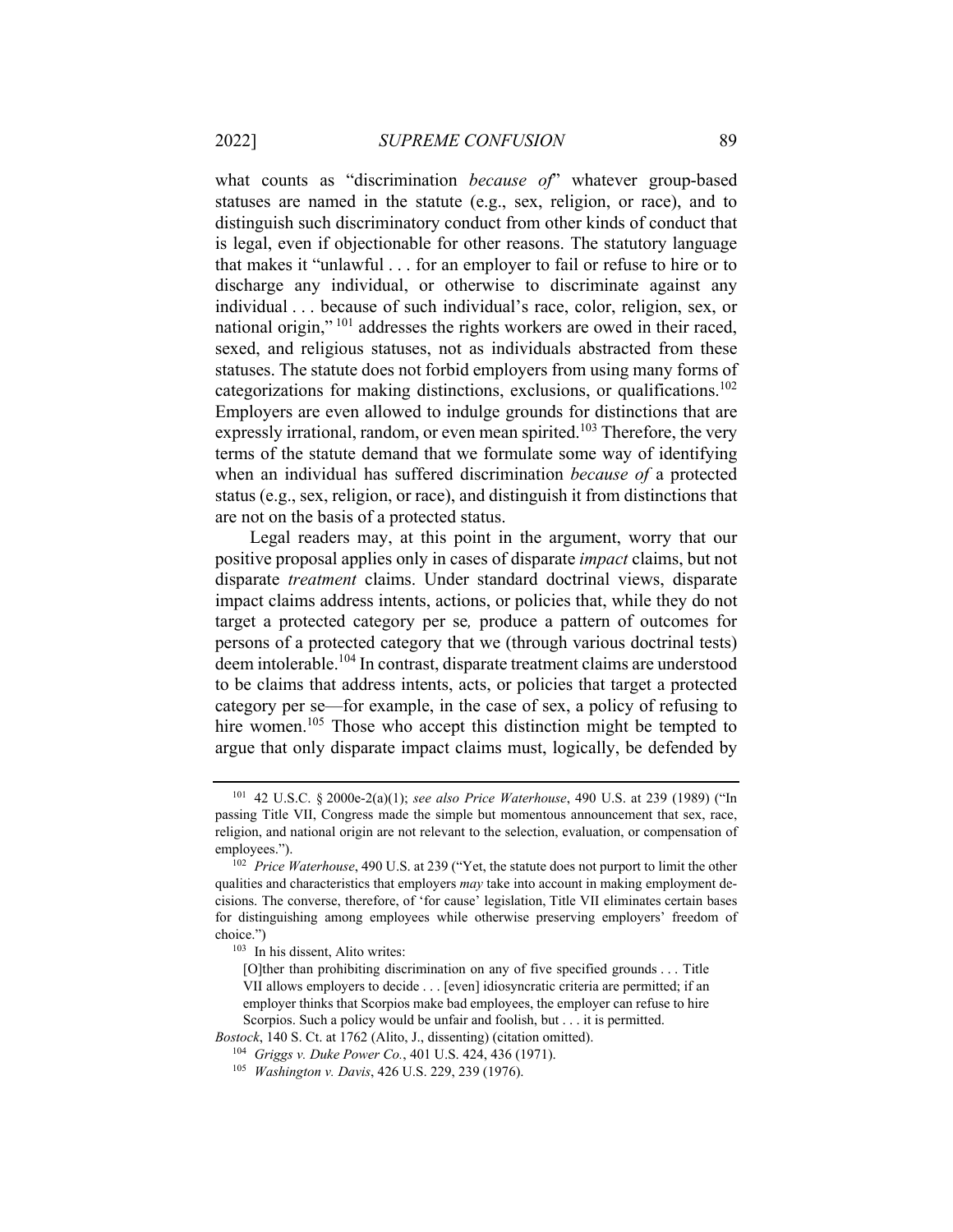what counts as "discrimination *because of*" whatever group-based statuses are named in the statute (e.g., sex, religion, or race), and to distinguish such discriminatory conduct from other kinds of conduct that is legal, even if objectionable for other reasons. The statutory language that makes it "unlawful . . . for an employer to fail or refuse to hire or to discharge any individual, or otherwise to discriminate against any individual . . . because of such individual's race, color, religion, sex, or national origin,"[101] addresses the rights workers are owed in their raced, sexed, and religious statuses, not as individuals abstracted from these statuses. The statute does not forbid employers from using many forms of categorizations for making distinctions, exclusions, or qualifications.[102] Employers are even allowed to indulge grounds for distinctions that are expressly irrational, random, or even mean spirited.[103] Therefore, the very terms of the statute demand that we formulate some way of identifying when an individual has suffered discrimination *because of* a protected status (e.g., sex, religion, or race), and distinguish it from distinctions that are not on the basis of a protected status.

Legal readers may, at this point in the argument, worry that our positive proposal applies only in cases of disparate *impact* claims, but not disparate *treatment* claims. Under standard doctrinal views, disparate impact claims address intents, actions, or policies that, while they do not target a protected category per se*,* produce a pattern of outcomes for persons of a protected category that we (through various doctrinal tests) deem intolerable.[104] In contrast, disparate treatment claims are understood to be claims that address intents, acts, or policies that target a protected category per se—for example, in the case of sex, a policy of refusing to hire women.[105] Those who accept this distinction might be tempted to argue that only disparate impact claims must, logically, be defended by

---

[101] 42 U.S.C. § 2000e-2(a)(1); *see also Price Waterhouse*, 490 U.S. at 239 (1989) ("In passing Title VII, Congress made the simple but momentous announcement that sex, race, religion, and national origin are not relevant to the selection, evaluation, or compensation of employees.").

[102] *Price Waterhouse*, 490 U.S. at 239 ("Yet, the statute does not purport to limit the other qualities and characteristics that employers *may* take into account in making employment decisions. The converse, therefore, of 'for cause' legislation, Title VII eliminates certain bases for distinguishing among employees while otherwise preserving employers' freedom of choice.")

[103] In his dissent, Alito writes:

> [O]ther than prohibiting discrimination on any of five specified grounds . . . Title VII allows employers to decide . . . [even] idiosyncratic criteria are permitted; if an employer thinks that Scorpios make bad employees, the employer can refuse to hire Scorpios. Such a policy would be unfair and foolish, but . . . it is permitted.

*Bostock*, 140 S. Ct. at 1762 (Alito, J., dissenting) (citation omitted).

[104] *Griggs v. Duke Power Co.*, 401 U.S. 424, 436 (1971).

[105] *Washington v. Davis*, 426 U.S. 229, 239 (1976).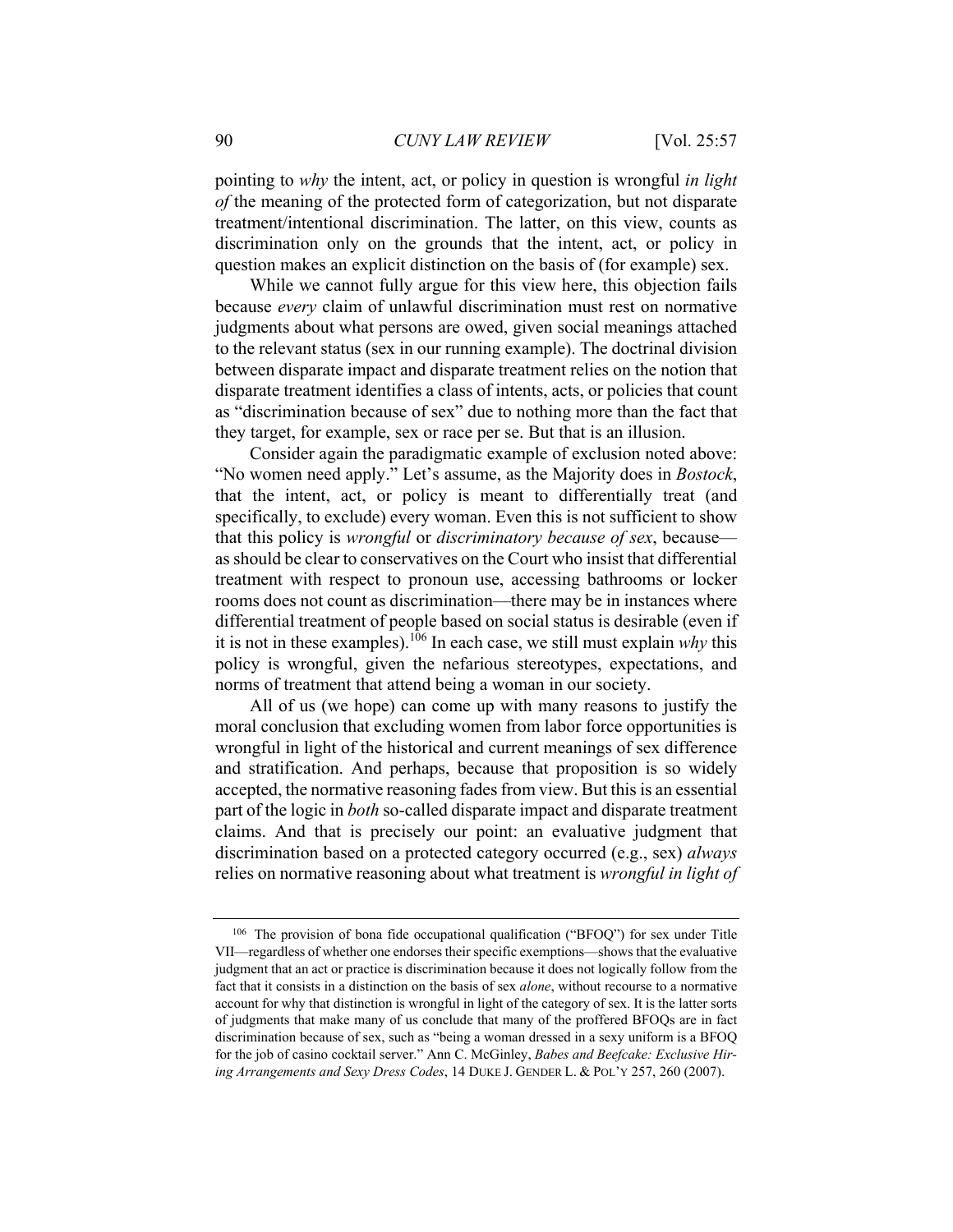pointing to *why* the intent, act, or policy in question is wrongful *in light of* the meaning of the protected form of categorization, but not disparate treatment/intentional discrimination. The latter, on this view, counts as discrimination only on the grounds that the intent, act, or policy in question makes an explicit distinction on the basis of (for example) sex.

While we cannot fully argue for this view here, this objection fails because *every* claim of unlawful discrimination must rest on normative judgments about what persons are owed, given social meanings attached to the relevant status (sex in our running example). The doctrinal division between disparate impact and disparate treatment relies on the notion that disparate treatment identifies a class of intents, acts, or policies that count as "discrimination because of sex" due to nothing more than the fact that they target, for example, sex or race per se. But that is an illusion.

Consider again the paradigmatic example of exclusion noted above: "No women need apply." Let's assume, as the Majority does in *Bostock*, that the intent, act, or policy is meant to differentially treat (and specifically, to exclude) every woman. Even this is not sufficient to show that this policy is *wrongful* or *discriminatory because of sex*, because—as should be clear to conservatives on the Court who insist that differential treatment with respect to pronoun use, accessing bathrooms or locker rooms does not count as discrimination—there may be in instances where differential treatment of people based on social status is desirable (even if it is not in these examples).[106] In each case, we still must explain *why* this policy is wrongful, given the nefarious stereotypes, expectations, and norms of treatment that attend being a woman in our society.

All of us (we hope) can come up with many reasons to justify the moral conclusion that excluding women from labor force opportunities is wrongful in light of the historical and current meanings of sex difference and stratification. And perhaps, because that proposition is so widely accepted, the normative reasoning fades from view. But this is an essential part of the logic in *both* so-called disparate impact and disparate treatment claims. And that is precisely our point: an evaluative judgment that discrimination based on a protected category occurred (e.g., sex) *always* relies on normative reasoning about what treatment is *wrongful in light of*

---

[106] The provision of bona fide occupational qualification ("BFOQ") for sex under Title VII—regardless of whether one endorses their specific exemptions—shows that the evaluative judgment that an act or practice is discrimination because it does not logically follow from the fact that it consists in a distinction on the basis of sex *alone*, without recourse to a normative account for why that distinction is wrongful in light of the category of sex. It is the latter sorts of judgments that make many of us conclude that many of the proffered BFOQs are in fact discrimination because of sex, such as "being a woman dressed in a sexy uniform is a BFOQ for the job of casino cocktail server." Ann C. McGinley, *Babes and Beefcake: Exclusive Hiring Arrangements and Sexy Dress Codes*, 14 DUKE J. GENDER L. & POL'Y 257, 260 (2007).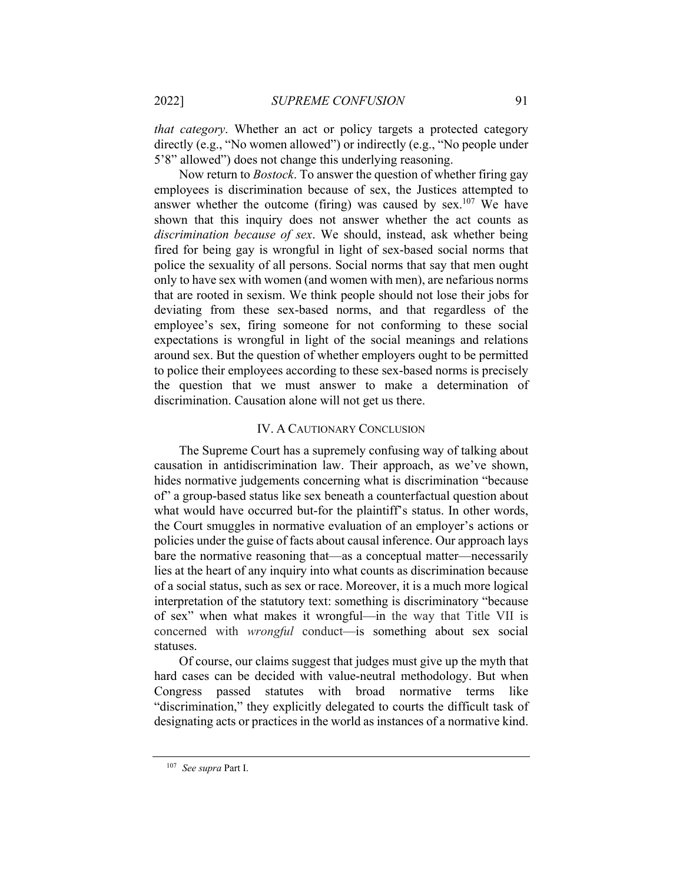*that category*. Whether an act or policy targets a protected category directly (e.g., "No women allowed") or indirectly (e.g., "No people under 5'8" allowed") does not change this underlying reasoning.

Now return to *Bostock*. To answer the question of whether firing gay employees is discrimination because of sex, the Justices attempted to answer whether the outcome (firing) was caused by sex.[107] We have shown that this inquiry does not answer whether the act counts as *discrimination because of sex*. We should, instead, ask whether being fired for being gay is wrongful in light of sex-based social norms that police the sexuality of all persons. Social norms that say that men ought only to have sex with women (and women with men), are nefarious norms that are rooted in sexism. We think people should not lose their jobs for deviating from these sex-based norms, and that regardless of the employee's sex, firing someone for not conforming to these social expectations is wrongful in light of the social meanings and relations around sex. But the question of whether employers ought to be permitted to police their employees according to these sex-based norms is precisely the question that we must answer to make a determination of discrimination. Causation alone will not get us there.

## IV. A Cautionary Conclusion

The Supreme Court has a supremely confusing way of talking about causation in antidiscrimination law. Their approach, as we've shown, hides normative judgements concerning what is discrimination "because of" a group-based status like sex beneath a counterfactual question about what would have occurred but-for the plaintiff's status. In other words, the Court smuggles in normative evaluation of an employer's actions or policies under the guise of facts about causal inference. Our approach lays bare the normative reasoning that—as a conceptual matter—necessarily lies at the heart of any inquiry into what counts as discrimination because of a social status, such as sex or race. Moreover, it is a much more logical interpretation of the statutory text: something is discriminatory "because of sex" when what makes it wrongful—in the way that Title VII is concerned with *wrongful* conduct—is something about sex social statuses.

Of course, our claims suggest that judges must give up the myth that hard cases can be decided with value-neutral methodology. But when Congress passed statutes with broad normative terms like "discrimination," they explicitly delegated to courts the difficult task of designating acts or practices in the world as instances of a normative kind.

---

[107] *See supra* Part I.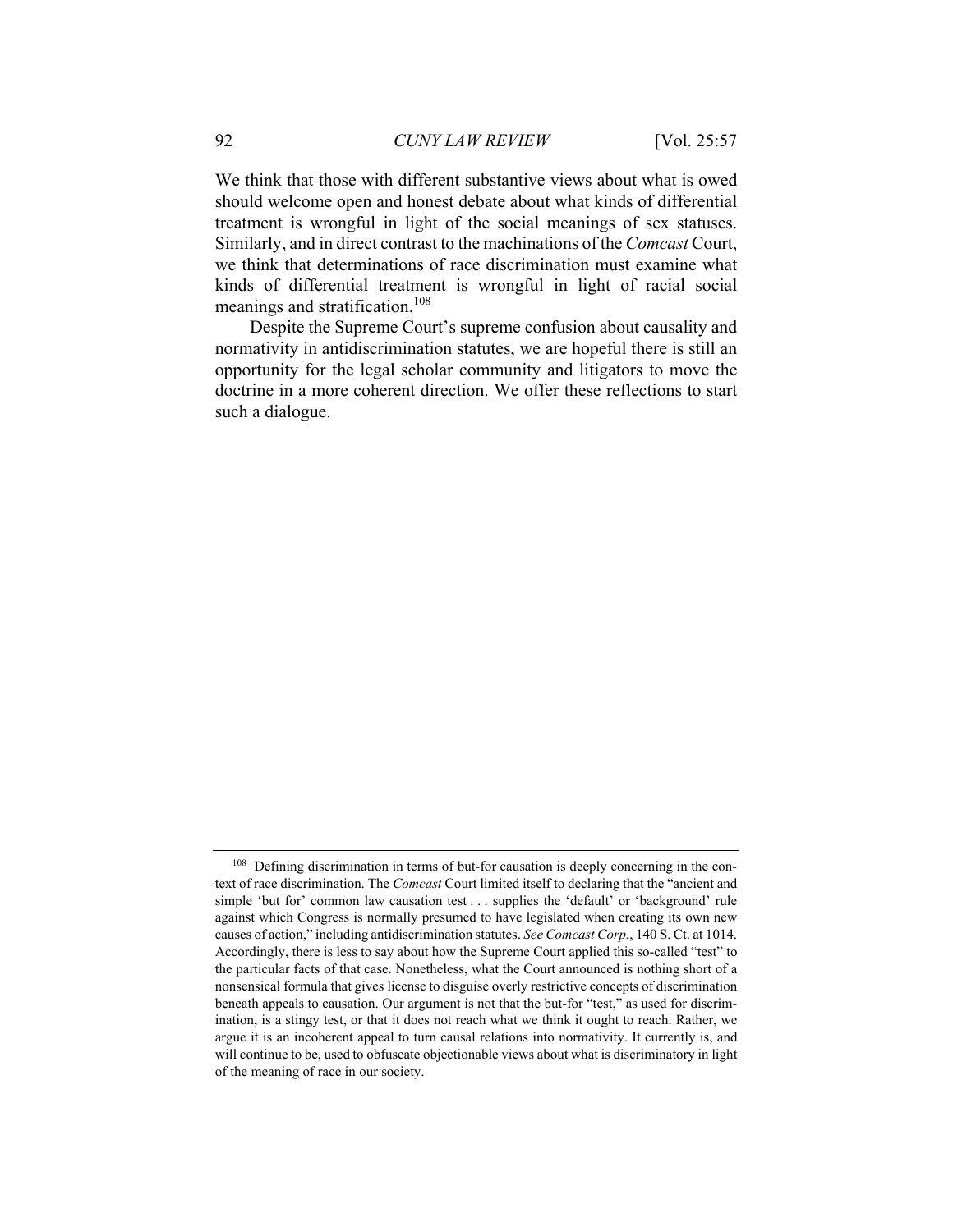We think that those with different substantive views about what is owed should welcome open and honest debate about what kinds of differential treatment is wrongful in light of the social meanings of sex statuses. Similarly, and in direct contrast to the machinations of the *Comcast* Court, we think that determinations of race discrimination must examine what kinds of differential treatment is wrongful in light of racial social meanings and stratification.[108]

Despite the Supreme Court's supreme confusion about causality and normativity in antidiscrimination statutes, we are hopeful there is still an opportunity for the legal scholar community and litigators to move the doctrine in a more coherent direction. We offer these reflections to start such a dialogue.

---

[108] Defining discrimination in terms of but-for causation is deeply concerning in the context of race discrimination. The *Comcast* Court limited itself to declaring that the "ancient and simple 'but for' common law causation test . . . supplies the 'default' or 'background' rule against which Congress is normally presumed to have legislated when creating its own new causes of action," including antidiscrimination statutes. *See Comcast Corp.*, 140 S. Ct. at 1014. Accordingly, there is less to say about how the Supreme Court applied this so-called "test" to the particular facts of that case. Nonetheless, what the Court announced is nothing short of a nonsensical formula that gives license to disguise overly restrictive concepts of discrimination beneath appeals to causation. Our argument is not that the but-for "test," as used for discrimination, is a stingy test, or that it does not reach what we think it ought to reach. Rather, we argue it is an incoherent appeal to turn causal relations into normativity. It currently is, and will continue to be, used to obfuscate objectionable views about what is discriminatory in light of the meaning of race in our society.